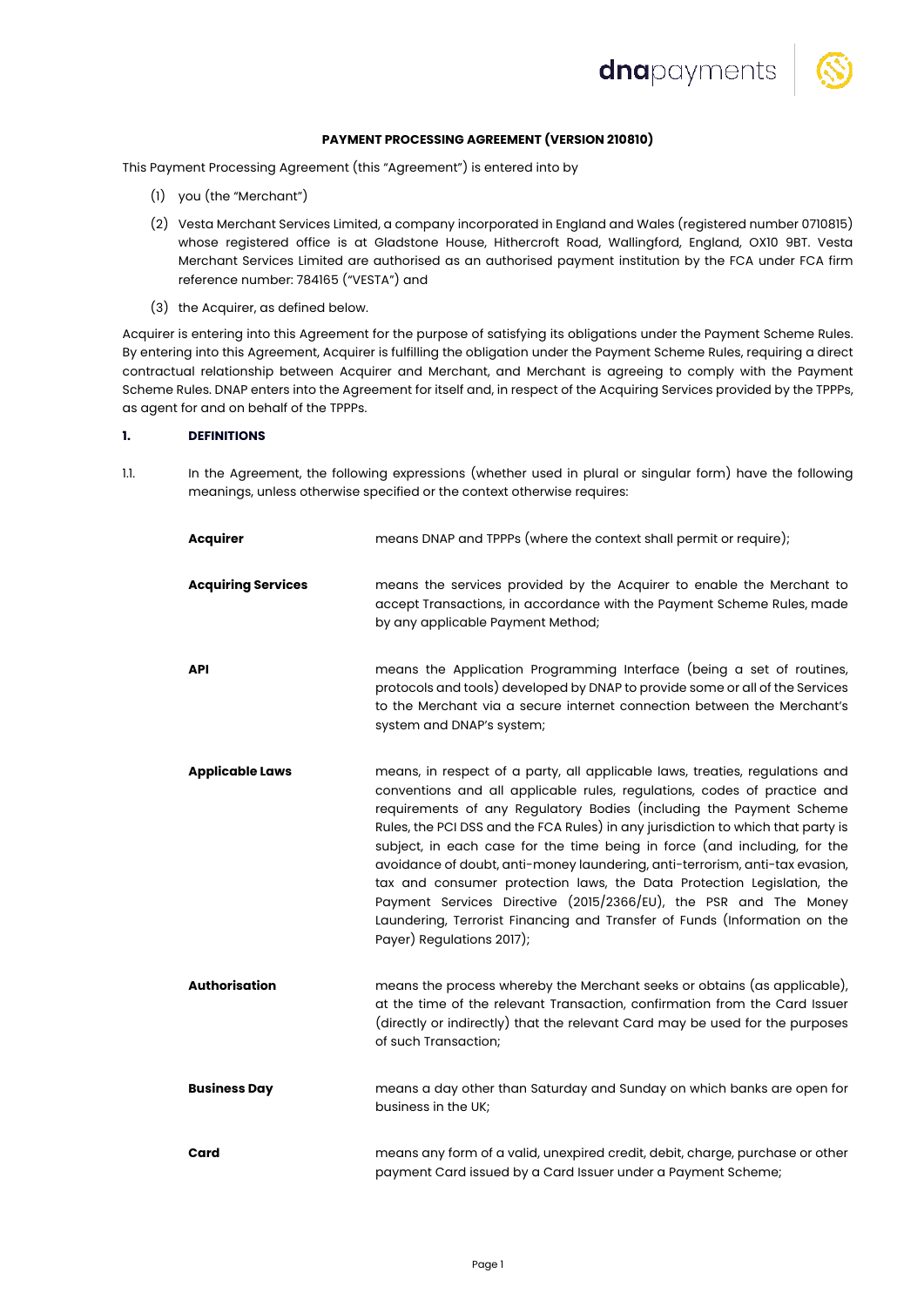## PAYMENT PROCESSING AGREEMENT (VERSION 210810)

This Payment Processing Agreement (this "Agreement") is entered into by

(1) you (the "Merchant")

(2) Vesta Merchant Services Limited, a company incorporated in England and Wales (registered number 0710815) whose registered office is at Gladstone House, Hithercroft Road, Wallingford, England, OX10 9BT. Vesta Merchant Services Limited are authorised as an authorised payment institution by the FCA under FCA firm reference number: 784165 ("VESTA") and

(3) the Acquirer, as defined below.

Acquirer is entering into this Agreement for the purpose of satisfying its obligations under the Payment Scheme Rules. By entering into this Agreement, Acquirer is fulfilling the obligation under the Payment Scheme Rules, requiring a direct contractual relationship between Acquirer and Merchant, and Merchant is agreeing to comply with the Payment Scheme Rules. DNAP enters into the Agreement for itself and, in respect of the Acquiring Services provided by the TPPPs, as agent for and on behalf of the TPPPs.

### 1. DEFINITIONS

1.1. In the Agreement, the following expressions (whether used in plural or singular form) have the following meanings, unless otherwise specified or the context otherwise requires:

| | |
|---|---|
| **Acquirer** | means DNAP and TPPPs (where the context shall permit or require); |
| **Acquiring Services** | means the services provided by the Acquirer to enable the Merchant to accept Transactions, in accordance with the Payment Scheme Rules, made by any applicable Payment Method; |
| **API** | means the Application Programming Interface (being a set of routines, protocols and tools) developed by DNAP to provide some or all of the Services to the Merchant via a secure internet connection between the Merchant's system and DNAP's system; |
| **Applicable Laws** | means, in respect of a party, all applicable laws, treaties, regulations and conventions and all applicable rules, regulations, codes of practice and requirements of any Regulatory Bodies (including the Payment Scheme Rules, the PCI DSS and the FCA Rules) in any jurisdiction to which that party is subject, in each case for the time being in force (and including, for the avoidance of doubt, anti-money laundering, anti-terrorism, anti-tax evasion, tax and consumer protection laws, the Data Protection Legislation, the Payment Services Directive (2015/2366/EU), the PSR and The Money Laundering, Terrorist Financing and Transfer of Funds (Information on the Payer) Regulations 2017); |
| **Authorisation** | means the process whereby the Merchant seeks or obtains (as applicable), at the time of the relevant Transaction, confirmation from the Card Issuer (directly or indirectly) that the relevant Card may be used for the purposes of such Transaction; |
| **Business Day** | means a day other than Saturday and Sunday on which banks are open for business in the UK; |
| **Card** | means any form of a valid, unexpired credit, debit, charge, purchase or other payment Card issued by a Card Issuer under a Payment Scheme; |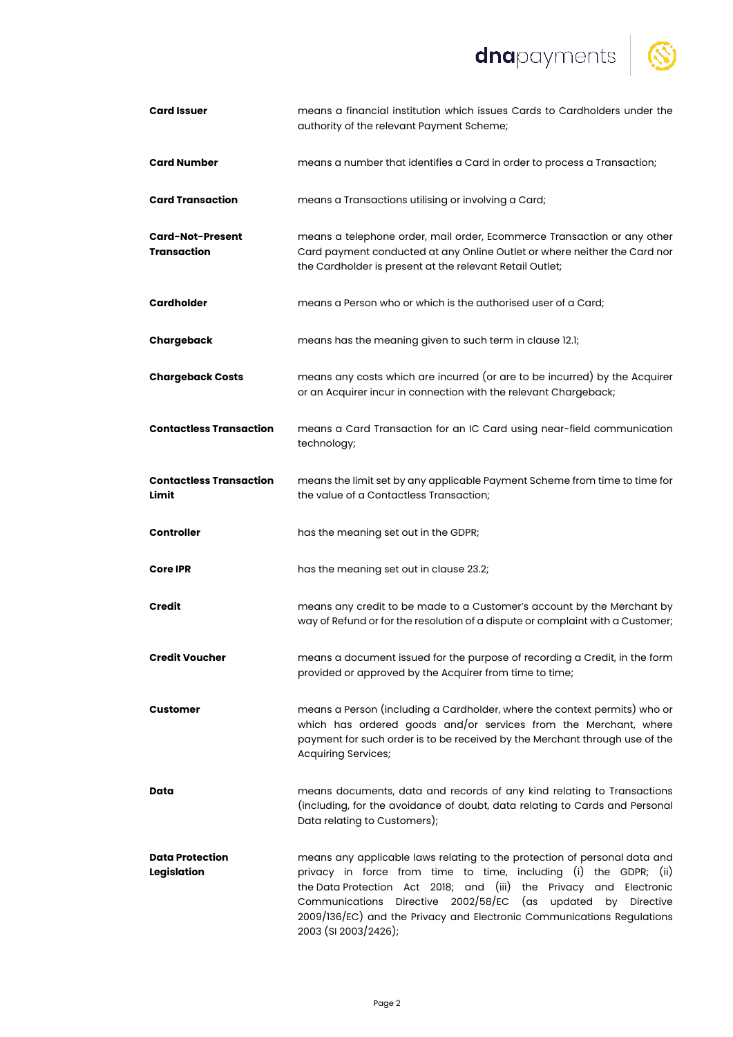| | |
|---|---|
| **Card Issuer** | means a financial institution which issues Cards to Cardholders under the authority of the relevant Payment Scheme; |
| **Card Number** | means a number that identifies a Card in order to process a Transaction; |
| **Card Transaction** | means a Transactions utilising or involving a Card; |
| **Card-Not-Present Transaction** | means a telephone order, mail order, Ecommerce Transaction or any other Card payment conducted at any Online Outlet or where neither the Card nor the Cardholder is present at the relevant Retail Outlet; |
| **Cardholder** | means a Person who or which is the authorised user of a Card; |
| **Chargeback** | means has the meaning given to such term in clause 12.1; |
| **Chargeback Costs** | means any costs which are incurred (or are to be incurred) by the Acquirer or an Acquirer incur in connection with the relevant Chargeback; |
| **Contactless Transaction** | means a Card Transaction for an IC Card using near-field communication technology; |
| **Contactless Transaction Limit** | means the limit set by any applicable Payment Scheme from time to time for the value of a Contactless Transaction; |
| **Controller** | has the meaning set out in the GDPR; |
| **Core IPR** | has the meaning set out in clause 23.2; |
| **Credit** | means any credit to be made to a Customer's account by the Merchant by way of Refund or for the resolution of a dispute or complaint with a Customer; |
| **Credit Voucher** | means a document issued for the purpose of recording a Credit, in the form provided or approved by the Acquirer from time to time; |
| **Customer** | means a Person (including a Cardholder, where the context permits) who or which has ordered goods and/or services from the Merchant, where payment for such order is to be received by the Merchant through use of the Acquiring Services; |
| **Data** | means documents, data and records of any kind relating to Transactions (including, for the avoidance of doubt, data relating to Cards and Personal Data relating to Customers); |
| **Data Protection Legislation** | means any applicable laws relating to the protection of personal data and privacy in force from time to time, including (i) the GDPR; (ii) the Data Protection Act 2018; and (iii) the Privacy and Electronic Communications Directive 2002/58/EC (as updated by Directive 2009/136/EC) and the Privacy and Electronic Communications Regulations 2003 (SI 2003/2426); |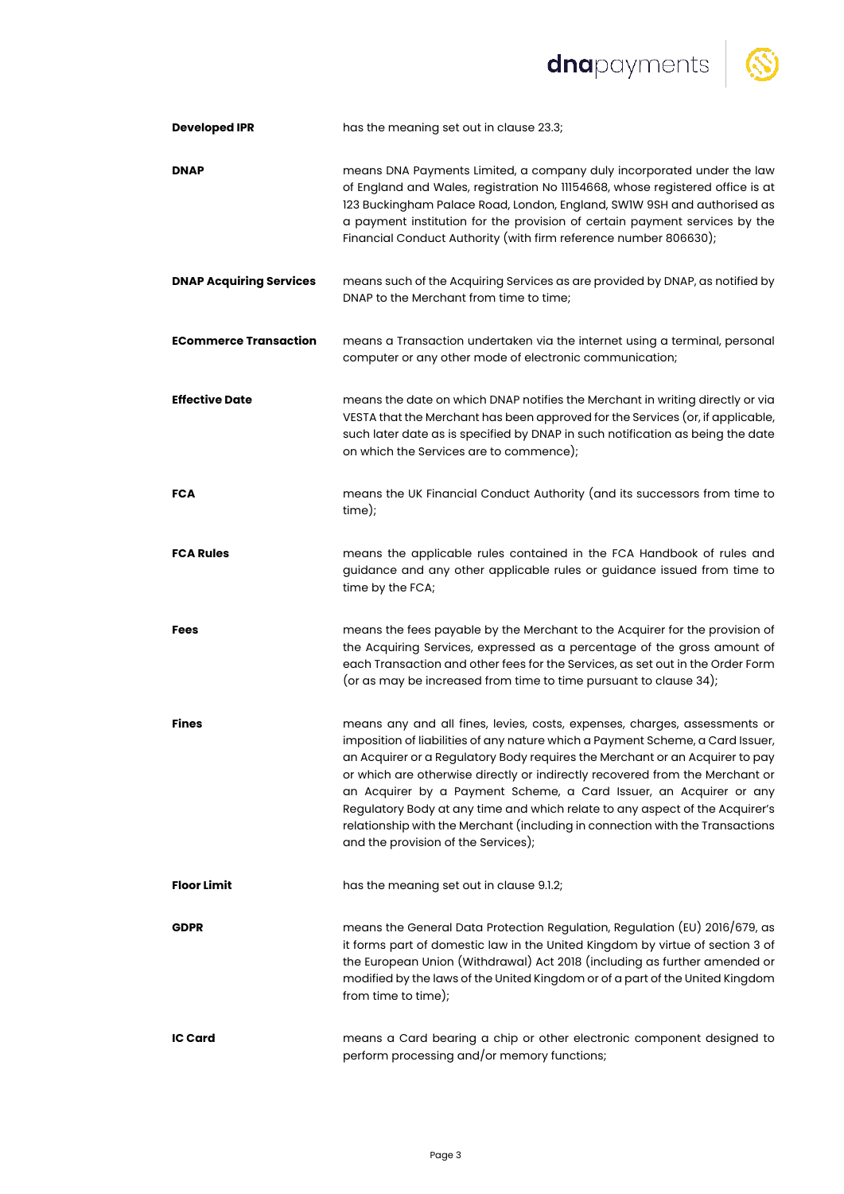| | |
|---|---|
| **Developed IPR** | has the meaning set out in clause 23.3; |
| **DNAP** | means DNA Payments Limited, a company duly incorporated under the law of England and Wales, registration No 11154668, whose registered office is at 123 Buckingham Palace Road, London, England, SW1W 9SH and authorised as a payment institution for the provision of certain payment services by the Financial Conduct Authority (with firm reference number 806630); |
| **DNAP Acquiring Services** | means such of the Acquiring Services as are provided by DNAP, as notified by DNAP to the Merchant from time to time; |
| **ECommerce Transaction** | means a Transaction undertaken via the internet using a terminal, personal computer or any other mode of electronic communication; |
| **Effective Date** | means the date on which DNAP notifies the Merchant in writing directly or via VESTA that the Merchant has been approved for the Services (or, if applicable, such later date as is specified by DNAP in such notification as being the date on which the Services are to commence); |
| **FCA** | means the UK Financial Conduct Authority (and its successors from time to time); |
| **FCA Rules** | means the applicable rules contained in the FCA Handbook of rules and guidance and any other applicable rules or guidance issued from time to time by the FCA; |
| **Fees** | means the fees payable by the Merchant to the Acquirer for the provision of the Acquiring Services, expressed as a percentage of the gross amount of each Transaction and other fees for the Services, as set out in the Order Form (or as may be increased from time to time pursuant to clause 34); |
| **Fines** | means any and all fines, levies, costs, expenses, charges, assessments or imposition of liabilities of any nature which a Payment Scheme, a Card Issuer, an Acquirer or a Regulatory Body requires the Merchant or an Acquirer to pay or which are otherwise directly or indirectly recovered from the Merchant or an Acquirer by a Payment Scheme, a Card Issuer, an Acquirer or any Regulatory Body at any time and which relate to any aspect of the Acquirer's relationship with the Merchant (including in connection with the Transactions and the provision of the Services); |
| **Floor Limit** | has the meaning set out in clause 9.1.2; |
| **GDPR** | means the General Data Protection Regulation, Regulation (EU) 2016/679, as it forms part of domestic law in the United Kingdom by virtue of section 3 of the European Union (Withdrawal) Act 2018 (including as further amended or modified by the laws of the United Kingdom or of a part of the United Kingdom from time to time); |
| **IC Card** | means a Card bearing a chip or other electronic component designed to perform processing and/or memory functions; |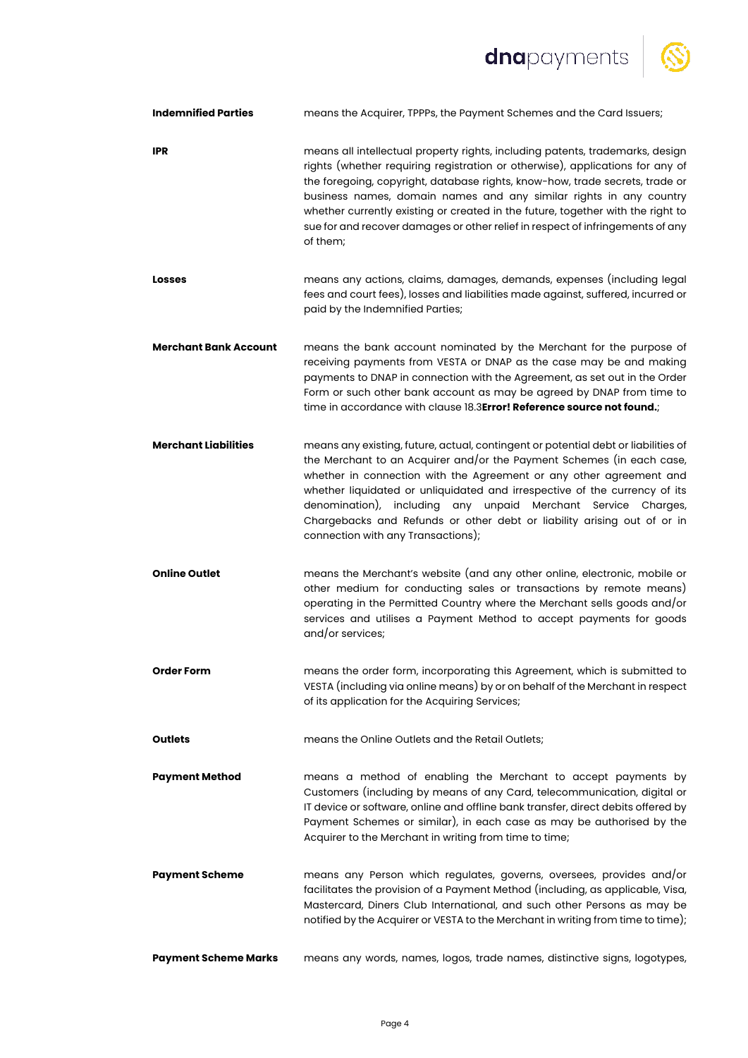**Indemnified Parties** means the Acquirer, TPPPs, the Payment Schemes and the Card Issuers;

**IPR** means all intellectual property rights, including patents, trademarks, design rights (whether requiring registration or otherwise), applications for any of the foregoing, copyright, database rights, know-how, trade secrets, trade or business names, domain names and any similar rights in any country whether currently existing or created in the future, together with the right to sue for and recover damages or other relief in respect of infringements of any of them;

**Losses** means any actions, claims, damages, demands, expenses (including legal fees and court fees), losses and liabilities made against, suffered, incurred or paid by the Indemnified Parties;

**Merchant Bank Account** means the bank account nominated by the Merchant for the purpose of receiving payments from VESTA or DNAP as the case may be and making payments to DNAP in connection with the Agreement, as set out in the Order Form or such other bank account as may be agreed by DNAP from time to time in accordance with clause 18.3**Error! Reference source not found.**;

**Merchant Liabilities** means any existing, future, actual, contingent or potential debt or liabilities of the Merchant to an Acquirer and/or the Payment Schemes (in each case, whether in connection with the Agreement or any other agreement and whether liquidated or unliquidated and irrespective of the currency of its denomination), including any unpaid Merchant Service Charges, Chargebacks and Refunds or other debt or liability arising out of or in connection with any Transactions);

**Online Outlet** means the Merchant's website (and any other online, electronic, mobile or other medium for conducting sales or transactions by remote means) operating in the Permitted Country where the Merchant sells goods and/or services and utilises a Payment Method to accept payments for goods and/or services;

**Order Form** means the order form, incorporating this Agreement, which is submitted to VESTA (including via online means) by or on behalf of the Merchant in respect of its application for the Acquiring Services;

**Outlets** means the Online Outlets and the Retail Outlets;

**Payment Method** means a method of enabling the Merchant to accept payments by Customers (including by means of any Card, telecommunication, digital or IT device or software, online and offline bank transfer, direct debits offered by Payment Schemes or similar), in each case as may be authorised by the Acquirer to the Merchant in writing from time to time;

**Payment Scheme** means any Person which regulates, governs, oversees, provides and/or facilitates the provision of a Payment Method (including, as applicable, Visa, Mastercard, Diners Club International, and such other Persons as may be notified by the Acquirer or VESTA to the Merchant in writing from time to time);

**Payment Scheme Marks** means any words, names, logos, trade names, distinctive signs, logotypes,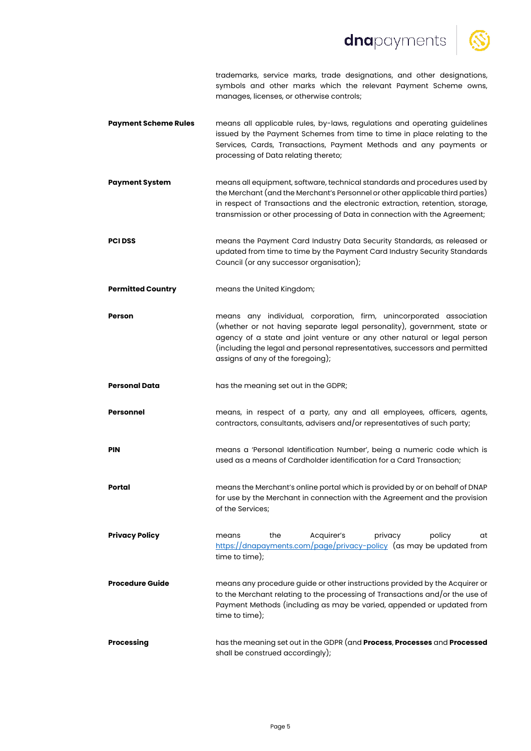trademarks, service marks, trade designations, and other designations, symbols and other marks which the relevant Payment Scheme owns, manages, licenses, or otherwise controls;

| | |
|---|---|
| **Payment Scheme Rules** | means all applicable rules, by-laws, regulations and operating guidelines issued by the Payment Schemes from time to time in place relating to the Services, Cards, Transactions, Payment Methods and any payments or processing of Data relating thereto; |
| **Payment System** | means all equipment, software, technical standards and procedures used by the Merchant (and the Merchant's Personnel or other applicable third parties) in respect of Transactions and the electronic extraction, retention, storage, transmission or other processing of Data in connection with the Agreement; |
| **PCI DSS** | means the Payment Card Industry Data Security Standards, as released or updated from time to time by the Payment Card Industry Security Standards Council (or any successor organisation); |
| **Permitted Country** | means the United Kingdom; |
| **Person** | means any individual, corporation, firm, unincorporated association (whether or not having separate legal personality), government, state or agency of a state and joint venture or any other natural or legal person (including the legal and personal representatives, successors and permitted assigns of any of the foregoing); |
| **Personal Data** | has the meaning set out in the GDPR; |
| **Personnel** | means, in respect of a party, any and all employees, officers, agents, contractors, consultants, advisers and/or representatives of such party; |
| **PIN** | means a 'Personal Identification Number', being a numeric code which is used as a means of Cardholder identification for a Card Transaction; |
| **Portal** | means the Merchant's online portal which is provided by or on behalf of DNAP for use by the Merchant in connection with the Agreement and the provision of the Services; |
| **Privacy Policy** | means the Acquirer's privacy policy at https://dnapayments.com/page/privacy-policy (as may be updated from time to time); |
| **Procedure Guide** | means any procedure guide or other instructions provided by the Acquirer or to the Merchant relating to the processing of Transactions and/or the use of Payment Methods (including as may be varied, appended or updated from time to time); |
| **Processing** | has the meaning set out in the GDPR (and **Process**, **Processes** and **Processed** shall be construed accordingly); |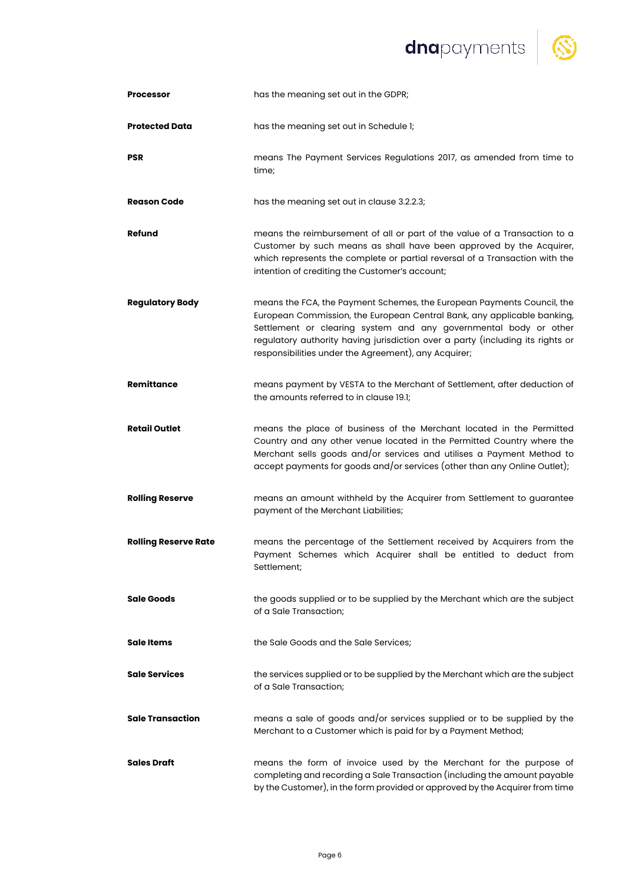| | |
|---|---|
| **Processor** | has the meaning set out in the GDPR; |
| **Protected Data** | has the meaning set out in Schedule 1; |
| **PSR** | means The Payment Services Regulations 2017, as amended from time to time; |
| **Reason Code** | has the meaning set out in clause 3.2.2.3; |
| **Refund** | means the reimbursement of all or part of the value of a Transaction to a Customer by such means as shall have been approved by the Acquirer, which represents the complete or partial reversal of a Transaction with the intention of crediting the Customer's account; |
| **Regulatory Body** | means the FCA, the Payment Schemes, the European Payments Council, the European Commission, the European Central Bank, any applicable banking, Settlement or clearing system and any governmental body or other regulatory authority having jurisdiction over a party (including its rights or responsibilities under the Agreement), any Acquirer; |
| **Remittance** | means payment by VESTA to the Merchant of Settlement, after deduction of the amounts referred to in clause 19.1; |
| **Retail Outlet** | means the place of business of the Merchant located in the Permitted Country and any other venue located in the Permitted Country where the Merchant sells goods and/or services and utilises a Payment Method to accept payments for goods and/or services (other than any Online Outlet); |
| **Rolling Reserve** | means an amount withheld by the Acquirer from Settlement to guarantee payment of the Merchant Liabilities; |
| **Rolling Reserve Rate** | means the percentage of the Settlement received by Acquirers from the Payment Schemes which Acquirer shall be entitled to deduct from Settlement; |
| **Sale Goods** | the goods supplied or to be supplied by the Merchant which are the subject of a Sale Transaction; |
| **Sale Items** | the Sale Goods and the Sale Services; |
| **Sale Services** | the services supplied or to be supplied by the Merchant which are the subject of a Sale Transaction; |
| **Sale Transaction** | means a sale of goods and/or services supplied or to be supplied by the Merchant to a Customer which is paid for by a Payment Method; |
| **Sales Draft** | means the form of invoice used by the Merchant for the purpose of completing and recording a Sale Transaction (including the amount payable by the Customer), in the form provided or approved by the Acquirer from time |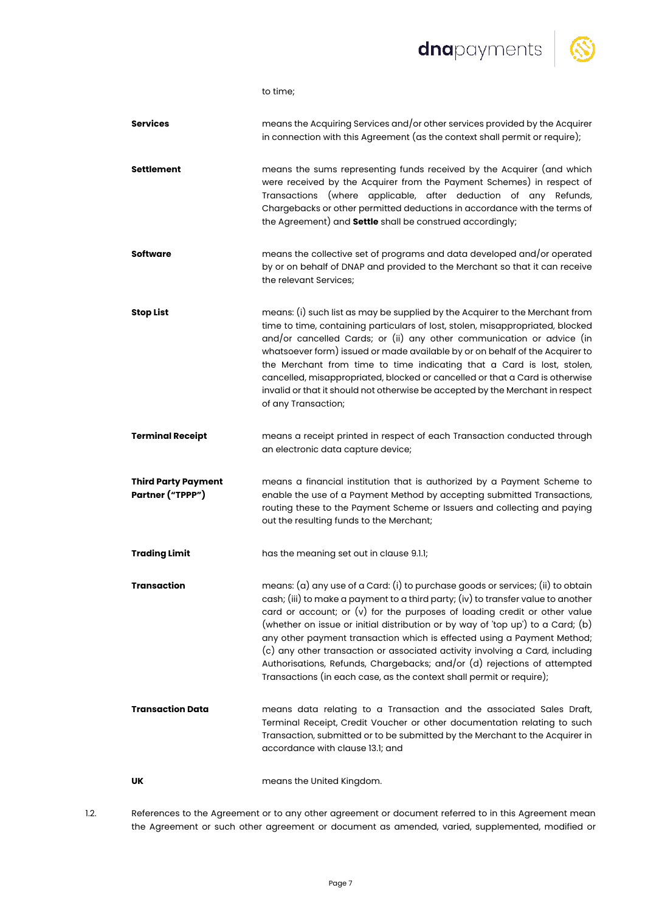to time;

**Services** means the Acquiring Services and/or other services provided by the Acquirer in connection with this Agreement (as the context shall permit or require);

**Settlement** means the sums representing funds received by the Acquirer (and which were received by the Acquirer from the Payment Schemes) in respect of Transactions (where applicable, after deduction of any Refunds, Chargebacks or other permitted deductions in accordance with the terms of the Agreement) and **Settle** shall be construed accordingly;

**Software** means the collective set of programs and data developed and/or operated by or on behalf of DNAP and provided to the Merchant so that it can receive the relevant Services;

**Stop List** means: (i) such list as may be supplied by the Acquirer to the Merchant from time to time, containing particulars of lost, stolen, misappropriated, blocked and/or cancelled Cards; or (ii) any other communication or advice (in whatsoever form) issued or made available by or on behalf of the Acquirer to the Merchant from time to time indicating that a Card is lost, stolen, cancelled, misappropriated, blocked or cancelled or that a Card is otherwise invalid or that it should not otherwise be accepted by the Merchant in respect of any Transaction;

**Terminal Receipt** means a receipt printed in respect of each Transaction conducted through an electronic data capture device;

**Third Party Payment Partner ("TPPP")** means a financial institution that is authorized by a Payment Scheme to enable the use of a Payment Method by accepting submitted Transactions, routing these to the Payment Scheme or Issuers and collecting and paying out the resulting funds to the Merchant;

**Trading Limit** has the meaning set out in clause 9.1.1;

**Transaction** means: (a) any use of a Card: (i) to purchase goods or services; (ii) to obtain cash; (iii) to make a payment to a third party; (iv) to transfer value to another card or account; or (v) for the purposes of loading credit or other value (whether on issue or initial distribution or by way of 'top up') to a Card; (b) any other payment transaction which is effected using a Payment Method; (c) any other transaction or associated activity involving a Card, including Authorisations, Refunds, Chargebacks; and/or (d) rejections of attempted Transactions (in each case, as the context shall permit or require);

**Transaction Data** means data relating to a Transaction and the associated Sales Draft, Terminal Receipt, Credit Voucher or other documentation relating to such Transaction, submitted or to be submitted by the Merchant to the Acquirer in accordance with clause 13.1; and

**UK** means the United Kingdom.

1.2. References to the Agreement or to any other agreement or document referred to in this Agreement mean the Agreement or such other agreement or document as amended, varied, supplemented, modified or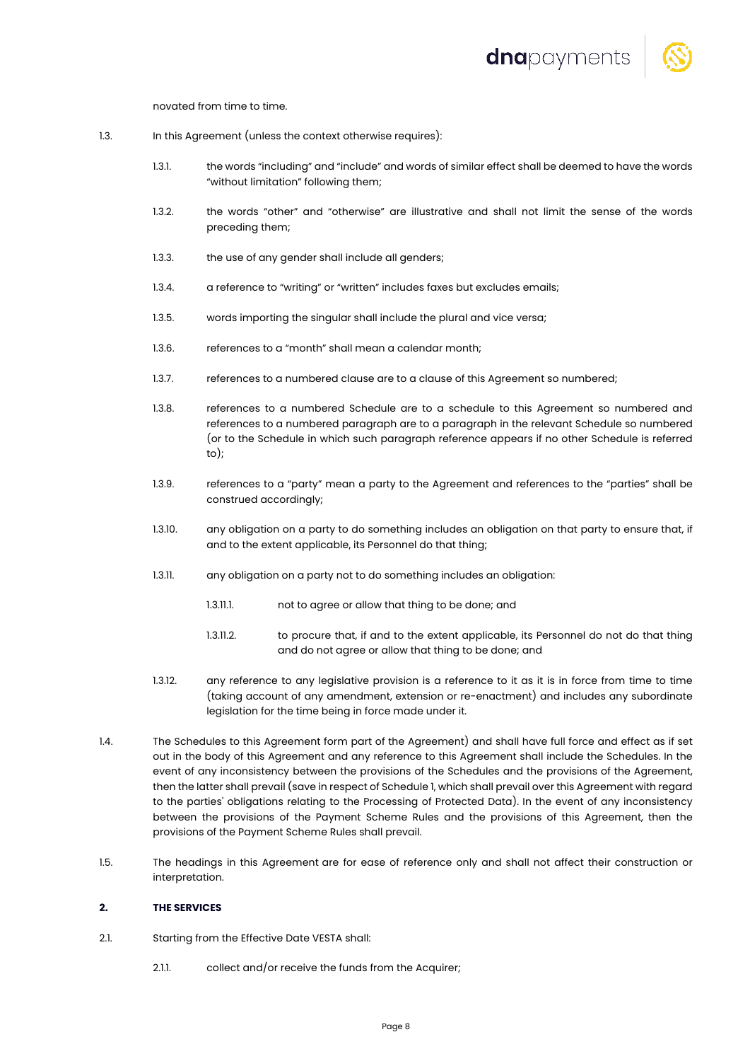novated from time to time.

1.3. In this Agreement (unless the context otherwise requires):

1.3.1. the words "including" and "include" and words of similar effect shall be deemed to have the words "without limitation" following them;

1.3.2. the words "other" and "otherwise" are illustrative and shall not limit the sense of the words preceding them;

1.3.3. the use of any gender shall include all genders;

1.3.4. a reference to "writing" or "written" includes faxes but excludes emails;

1.3.5. words importing the singular shall include the plural and vice versa;

1.3.6. references to a "month" shall mean a calendar month;

1.3.7. references to a numbered clause are to a clause of this Agreement so numbered;

1.3.8. references to a numbered Schedule are to a schedule to this Agreement so numbered and references to a numbered paragraph are to a paragraph in the relevant Schedule so numbered (or to the Schedule in which such paragraph reference appears if no other Schedule is referred to);

1.3.9. references to a "party" mean a party to the Agreement and references to the "parties" shall be construed accordingly;

1.3.10. any obligation on a party to do something includes an obligation on that party to ensure that, if and to the extent applicable, its Personnel do that thing;

1.3.11. any obligation on a party not to do something includes an obligation:

1.3.11.1. not to agree or allow that thing to be done; and

1.3.11.2. to procure that, if and to the extent applicable, its Personnel do not do that thing and do not agree or allow that thing to be done; and

1.3.12. any reference to any legislative provision is a reference to it as it is in force from time to time (taking account of any amendment, extension or re-enactment) and includes any subordinate legislation for the time being in force made under it.

1.4. The Schedules to this Agreement form part of the Agreement) and shall have full force and effect as if set out in the body of this Agreement and any reference to this Agreement shall include the Schedules. In the event of any inconsistency between the provisions of the Schedules and the provisions of the Agreement, then the latter shall prevail (save in respect of Schedule 1, which shall prevail over this Agreement with regard to the parties' obligations relating to the Processing of Protected Data). In the event of any inconsistency between the provisions of the Payment Scheme Rules and the provisions of this Agreement, then the provisions of the Payment Scheme Rules shall prevail.

1.5. The headings in this Agreement are for ease of reference only and shall not affect their construction or interpretation.

## 2. THE SERVICES

2.1. Starting from the Effective Date VESTA shall:

2.1.1. collect and/or receive the funds from the Acquirer;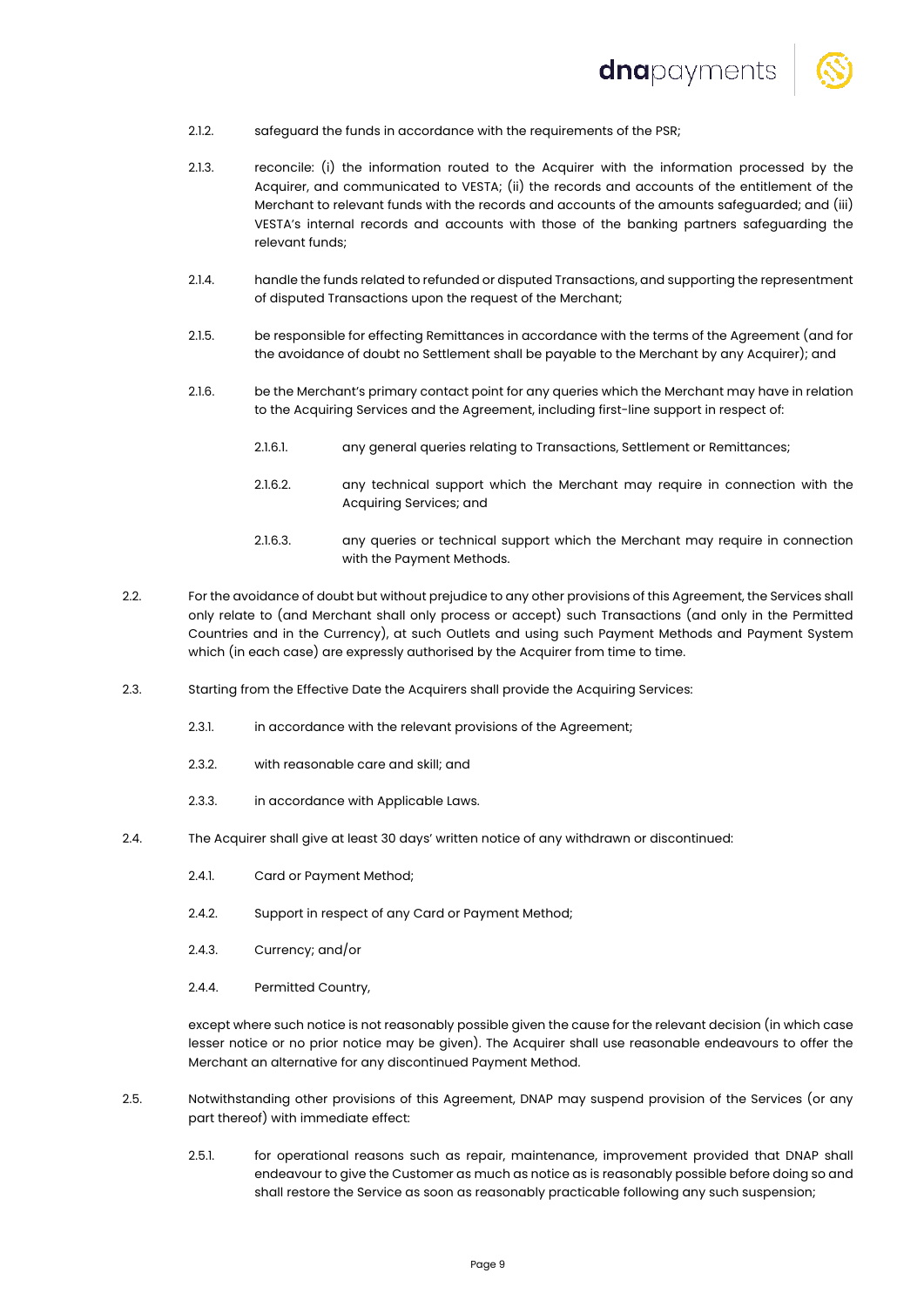2.1.2. safeguard the funds in accordance with the requirements of the PSR;

2.1.3. reconcile: (i) the information routed to the Acquirer with the information processed by the Acquirer, and communicated to VESTA; (ii) the records and accounts of the entitlement of the Merchant to relevant funds with the records and accounts of the amounts safeguarded; and (iii) VESTA's internal records and accounts with those of the banking partners safeguarding the relevant funds;

2.1.4. handle the funds related to refunded or disputed Transactions, and supporting the representment of disputed Transactions upon the request of the Merchant;

2.1.5. be responsible for effecting Remittances in accordance with the terms of the Agreement (and for the avoidance of doubt no Settlement shall be payable to the Merchant by any Acquirer); and

2.1.6. be the Merchant's primary contact point for any queries which the Merchant may have in relation to the Acquiring Services and the Agreement, including first-line support in respect of:

2.1.6.1. any general queries relating to Transactions, Settlement or Remittances;

2.1.6.2. any technical support which the Merchant may require in connection with the Acquiring Services; and

2.1.6.3. any queries or technical support which the Merchant may require in connection with the Payment Methods.

2.2. For the avoidance of doubt but without prejudice to any other provisions of this Agreement, the Services shall only relate to (and Merchant shall only process or accept) such Transactions (and only in the Permitted Countries and in the Currency), at such Outlets and using such Payment Methods and Payment System which (in each case) are expressly authorised by the Acquirer from time to time.

2.3. Starting from the Effective Date the Acquirers shall provide the Acquiring Services:

2.3.1. in accordance with the relevant provisions of the Agreement;

2.3.2. with reasonable care and skill; and

2.3.3. in accordance with Applicable Laws.

2.4. The Acquirer shall give at least 30 days' written notice of any withdrawn or discontinued:

2.4.1. Card or Payment Method;

2.4.2. Support in respect of any Card or Payment Method;

2.4.3. Currency; and/or

2.4.4. Permitted Country,

except where such notice is not reasonably possible given the cause for the relevant decision (in which case lesser notice or no prior notice may be given). The Acquirer shall use reasonable endeavours to offer the Merchant an alternative for any discontinued Payment Method.

2.5. Notwithstanding other provisions of this Agreement, DNAP may suspend provision of the Services (or any part thereof) with immediate effect:

2.5.1. for operational reasons such as repair, maintenance, improvement provided that DNAP shall endeavour to give the Customer as much as notice as is reasonably possible before doing so and shall restore the Service as soon as reasonably practicable following any such suspension;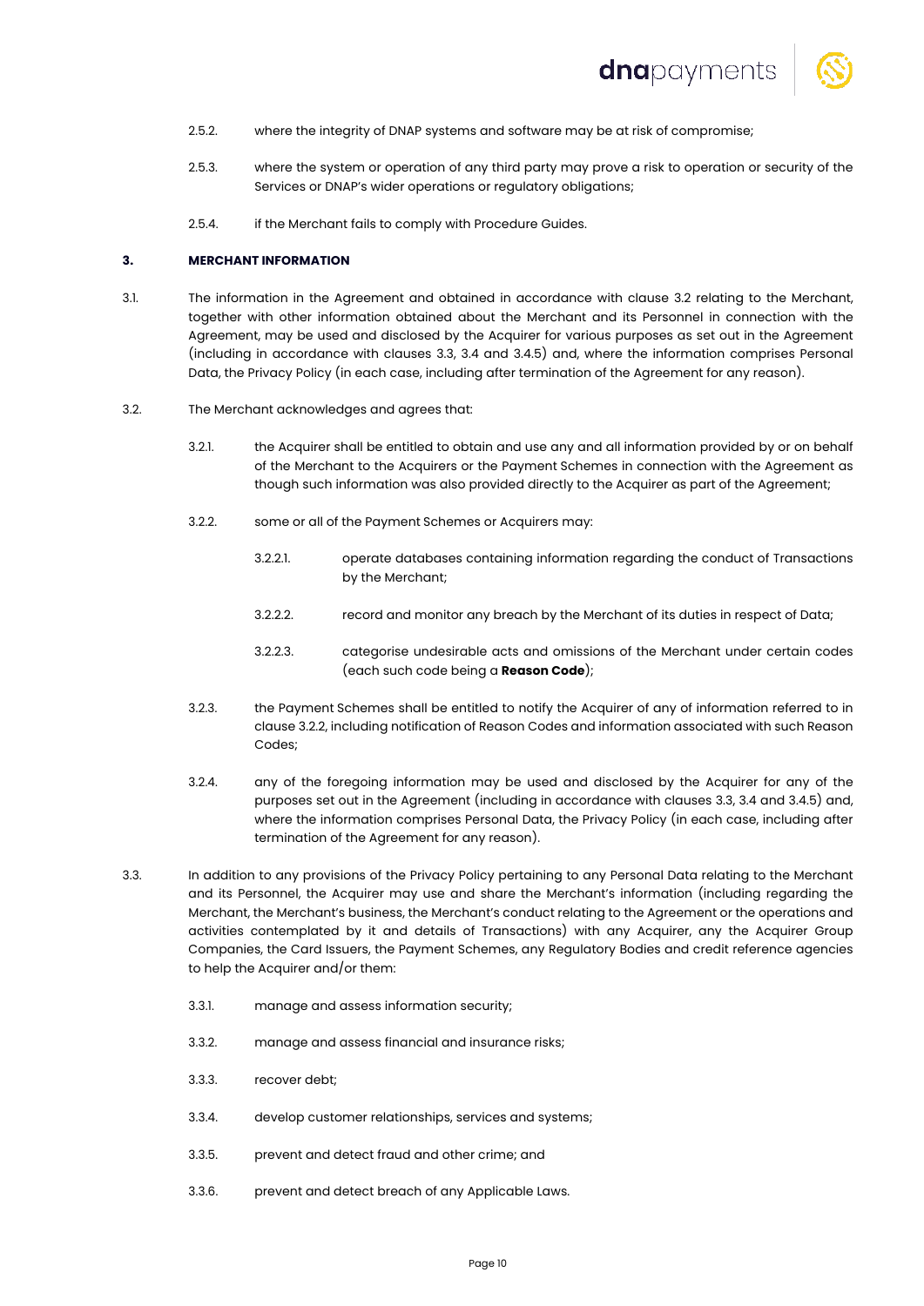2.5.2. where the integrity of DNAP systems and software may be at risk of compromise;

2.5.3. where the system or operation of any third party may prove a risk to operation or security of the Services or DNAP's wider operations or regulatory obligations;

2.5.4. if the Merchant fails to comply with Procedure Guides.

## 3. MERCHANT INFORMATION

3.1. The information in the Agreement and obtained in accordance with clause 3.2 relating to the Merchant, together with other information obtained about the Merchant and its Personnel in connection with the Agreement, may be used and disclosed by the Acquirer for various purposes as set out in the Agreement (including in accordance with clauses 3.3, 3.4 and 3.4.5) and, where the information comprises Personal Data, the Privacy Policy (in each case, including after termination of the Agreement for any reason).

3.2. The Merchant acknowledges and agrees that:

3.2.1. the Acquirer shall be entitled to obtain and use any and all information provided by or on behalf of the Merchant to the Acquirers or the Payment Schemes in connection with the Agreement as though such information was also provided directly to the Acquirer as part of the Agreement;

3.2.2. some or all of the Payment Schemes or Acquirers may:

3.2.2.1. operate databases containing information regarding the conduct of Transactions by the Merchant;

3.2.2.2. record and monitor any breach by the Merchant of its duties in respect of Data;

3.2.2.3. categorise undesirable acts and omissions of the Merchant under certain codes (each such code being a **Reason Code**);

3.2.3. the Payment Schemes shall be entitled to notify the Acquirer of any of information referred to in clause 3.2.2, including notification of Reason Codes and information associated with such Reason Codes;

3.2.4. any of the foregoing information may be used and disclosed by the Acquirer for any of the purposes set out in the Agreement (including in accordance with clauses 3.3, 3.4 and 3.4.5) and, where the information comprises Personal Data, the Privacy Policy (in each case, including after termination of the Agreement for any reason).

3.3. In addition to any provisions of the Privacy Policy pertaining to any Personal Data relating to the Merchant and its Personnel, the Acquirer may use and share the Merchant's information (including regarding the Merchant, the Merchant's business, the Merchant's conduct relating to the Agreement or the operations and activities contemplated by it and details of Transactions) with any Acquirer, any the Acquirer Group Companies, the Card Issuers, the Payment Schemes, any Regulatory Bodies and credit reference agencies to help the Acquirer and/or them:

3.3.1. manage and assess information security;

3.3.2. manage and assess financial and insurance risks;

3.3.3. recover debt;

3.3.4. develop customer relationships, services and systems;

3.3.5. prevent and detect fraud and other crime; and

3.3.6. prevent and detect breach of any Applicable Laws.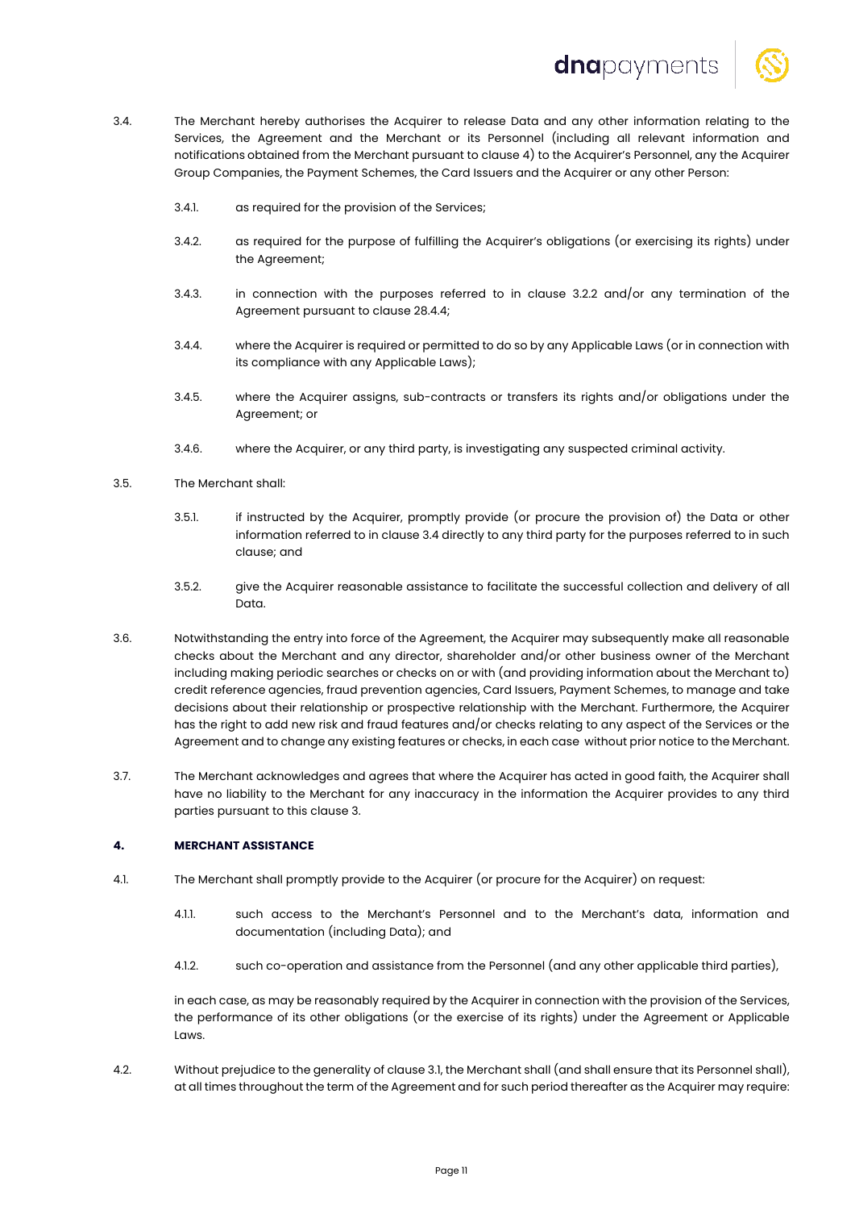3.4. The Merchant hereby authorises the Acquirer to release Data and any other information relating to the Services, the Agreement and the Merchant or its Personnel (including all relevant information and notifications obtained from the Merchant pursuant to clause 4) to the Acquirer's Personnel, any the Acquirer Group Companies, the Payment Schemes, the Card Issuers and the Acquirer or any other Person:

3.4.1. as required for the provision of the Services;

3.4.2. as required for the purpose of fulfilling the Acquirer's obligations (or exercising its rights) under the Agreement;

3.4.3. in connection with the purposes referred to in clause 3.2.2 and/or any termination of the Agreement pursuant to clause 28.4.4;

3.4.4. where the Acquirer is required or permitted to do so by any Applicable Laws (or in connection with its compliance with any Applicable Laws);

3.4.5. where the Acquirer assigns, sub-contracts or transfers its rights and/or obligations under the Agreement; or

3.4.6. where the Acquirer, or any third party, is investigating any suspected criminal activity.

3.5. The Merchant shall:

3.5.1. if instructed by the Acquirer, promptly provide (or procure the provision of) the Data or other information referred to in clause 3.4 directly to any third party for the purposes referred to in such clause; and

3.5.2. give the Acquirer reasonable assistance to facilitate the successful collection and delivery of all Data.

3.6. Notwithstanding the entry into force of the Agreement, the Acquirer may subsequently make all reasonable checks about the Merchant and any director, shareholder and/or other business owner of the Merchant including making periodic searches or checks on or with (and providing information about the Merchant to) credit reference agencies, fraud prevention agencies, Card Issuers, Payment Schemes, to manage and take decisions about their relationship or prospective relationship with the Merchant. Furthermore, the Acquirer has the right to add new risk and fraud features and/or checks relating to any aspect of the Services or the Agreement and to change any existing features or checks, in each case without prior notice to the Merchant.

3.7. The Merchant acknowledges and agrees that where the Acquirer has acted in good faith, the Acquirer shall have no liability to the Merchant for any inaccuracy in the information the Acquirer provides to any third parties pursuant to this clause 3.

## 4. MERCHANT ASSISTANCE

4.1. The Merchant shall promptly provide to the Acquirer (or procure for the Acquirer) on request:

4.1.1. such access to the Merchant's Personnel and to the Merchant's data, information and documentation (including Data); and

4.1.2. such co-operation and assistance from the Personnel (and any other applicable third parties),

in each case, as may be reasonably required by the Acquirer in connection with the provision of the Services, the performance of its other obligations (or the exercise of its rights) under the Agreement or Applicable Laws.

4.2. Without prejudice to the generality of clause 3.1, the Merchant shall (and shall ensure that its Personnel shall), at all times throughout the term of the Agreement and for such period thereafter as the Acquirer may require: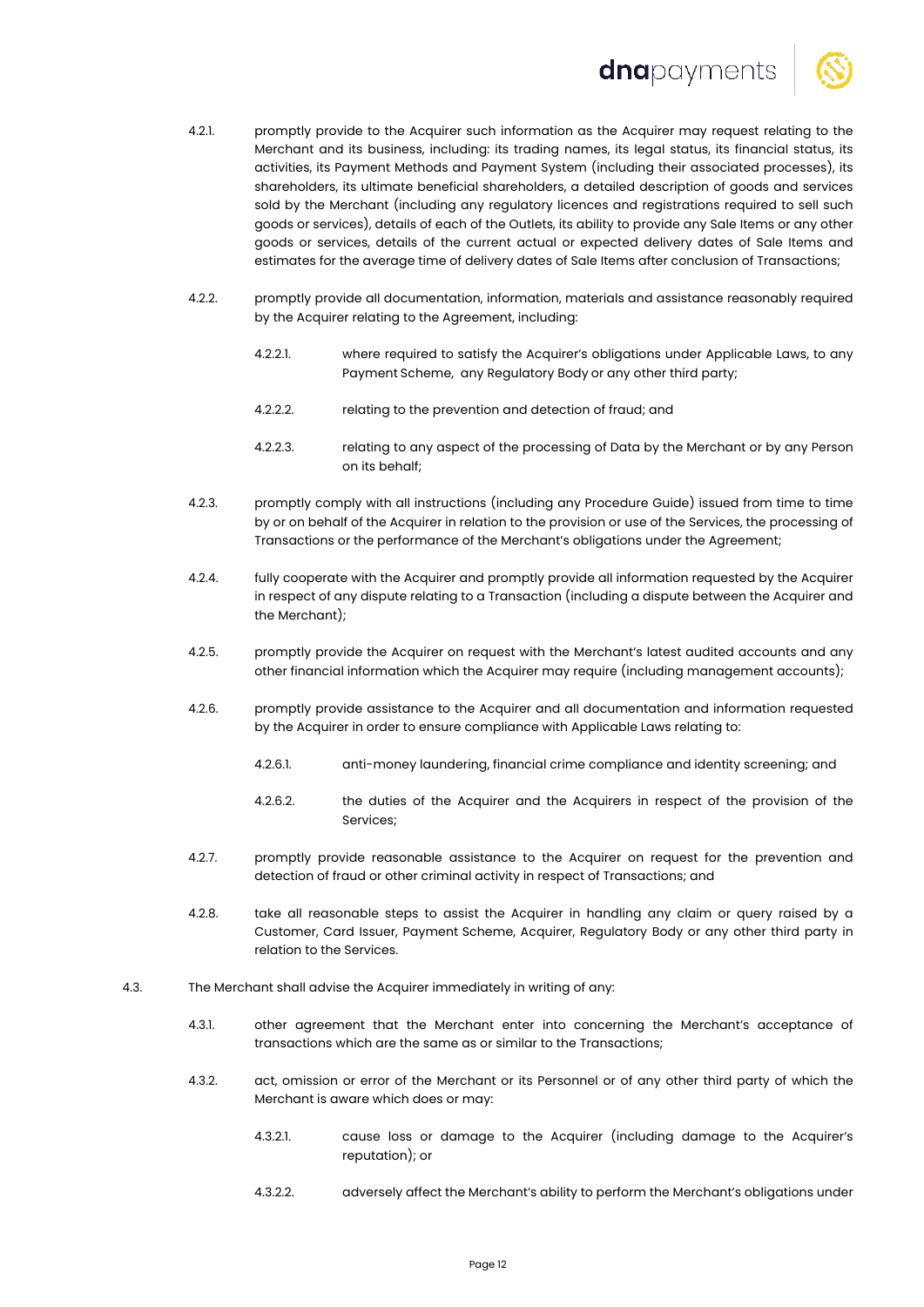4.2.1. promptly provide to the Acquirer such information as the Acquirer may request relating to the Merchant and its business, including: its trading names, its legal status, its financial status, its activities, its Payment Methods and Payment System (including their associated processes), its shareholders, its ultimate beneficial shareholders, a detailed description of goods and services sold by the Merchant (including any regulatory licences and registrations required to sell such goods or services), details of each of the Outlets, its ability to provide any Sale Items or any other goods or services, details of the current actual or expected delivery dates of Sale Items and estimates for the average time of delivery dates of Sale Items after conclusion of Transactions;

4.2.2. promptly provide all documentation, information, materials and assistance reasonably required by the Acquirer relating to the Agreement, including:

4.2.2.1. where required to satisfy the Acquirer's obligations under Applicable Laws, to any Payment Scheme, any Regulatory Body or any other third party;

4.2.2.2. relating to the prevention and detection of fraud; and

4.2.2.3. relating to any aspect of the processing of Data by the Merchant or by any Person on its behalf;

4.2.3. promptly comply with all instructions (including any Procedure Guide) issued from time to time by or on behalf of the Acquirer in relation to the provision or use of the Services, the processing of Transactions or the performance of the Merchant's obligations under the Agreement;

4.2.4. fully cooperate with the Acquirer and promptly provide all information requested by the Acquirer in respect of any dispute relating to a Transaction (including a dispute between the Acquirer and the Merchant);

4.2.5. promptly provide the Acquirer on request with the Merchant's latest audited accounts and any other financial information which the Acquirer may require (including management accounts);

4.2.6. promptly provide assistance to the Acquirer and all documentation and information requested by the Acquirer in order to ensure compliance with Applicable Laws relating to:

4.2.6.1. anti-money laundering, financial crime compliance and identity screening; and

4.2.6.2. the duties of the Acquirer and the Acquirers in respect of the provision of the Services;

4.2.7. promptly provide reasonable assistance to the Acquirer on request for the prevention and detection of fraud or other criminal activity in respect of Transactions; and

4.2.8. take all reasonable steps to assist the Acquirer in handling any claim or query raised by a Customer, Card Issuer, Payment Scheme, Acquirer, Regulatory Body or any other third party in relation to the Services.

4.3. The Merchant shall advise the Acquirer immediately in writing of any:

4.3.1. other agreement that the Merchant enter into concerning the Merchant's acceptance of transactions which are the same as or similar to the Transactions;

4.3.2. act, omission or error of the Merchant or its Personnel or of any other third party of which the Merchant is aware which does or may:

4.3.2.1. cause loss or damage to the Acquirer (including damage to the Acquirer's reputation); or

4.3.2.2. adversely affect the Merchant's ability to perform the Merchant's obligations under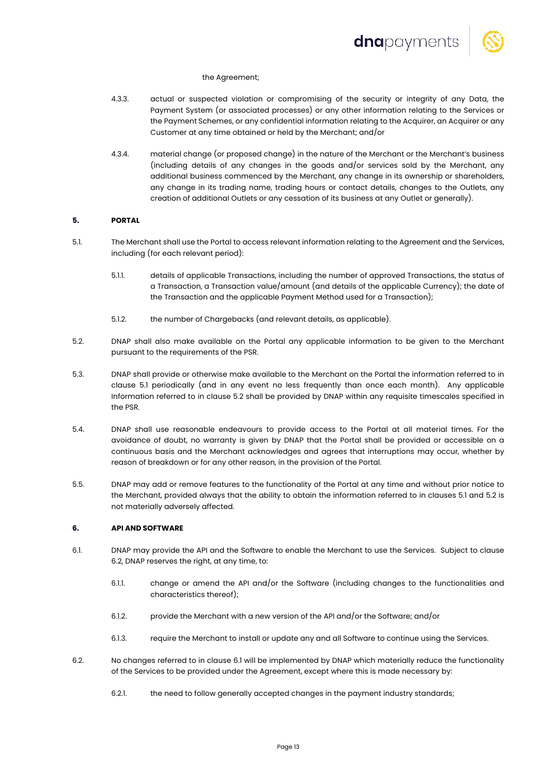the Agreement;

4.3.3. actual or suspected violation or compromising of the security or integrity of any Data, the Payment System (or associated processes) or any other information relating to the Services or the Payment Schemes, or any confidential information relating to the Acquirer, an Acquirer or any Customer at any time obtained or held by the Merchant; and/or

4.3.4. material change (or proposed change) in the nature of the Merchant or the Merchant's business (including details of any changes in the goods and/or services sold by the Merchant, any additional business commenced by the Merchant, any change in its ownership or shareholders, any change in its trading name, trading hours or contact details, changes to the Outlets, any creation of additional Outlets or any cessation of its business at any Outlet or generally).

**5. PORTAL**

5.1. The Merchant shall use the Portal to access relevant information relating to the Agreement and the Services, including (for each relevant period):

5.1.1. details of applicable Transactions, including the number of approved Transactions, the status of a Transaction, a Transaction value/amount (and details of the applicable Currency); the date of the Transaction and the applicable Payment Method used for a Transaction);

5.1.2. the number of Chargebacks (and relevant details, as applicable).

5.2. DNAP shall also make available on the Portal any applicable information to be given to the Merchant pursuant to the requirements of the PSR.

5.3. DNAP shall provide or otherwise make available to the Merchant on the Portal the information referred to in clause 5.1 periodically (and in any event no less frequently than once each month). Any applicable Information referred to in clause 5.2 shall be provided by DNAP within any requisite timescales specified in the PSR.

5.4. DNAP shall use reasonable endeavours to provide access to the Portal at all material times. For the avoidance of doubt, no warranty is given by DNAP that the Portal shall be provided or accessible on a continuous basis and the Merchant acknowledges and agrees that interruptions may occur, whether by reason of breakdown or for any other reason, in the provision of the Portal.

5.5. DNAP may add or remove features to the functionality of the Portal at any time and without prior notice to the Merchant, provided always that the ability to obtain the information referred to in clauses 5.1 and 5.2 is not materially adversely affected.

**6. API AND SOFTWARE**

6.1. DNAP may provide the API and the Software to enable the Merchant to use the Services. Subject to clause 6.2, DNAP reserves the right, at any time, to:

6.1.1. change or amend the API and/or the Software (including changes to the functionalities and characteristics thereof);

6.1.2. provide the Merchant with a new version of the API and/or the Software; and/or

6.1.3. require the Merchant to install or update any and all Software to continue using the Services.

6.2. No changes referred to in clause 6.1 will be implemented by DNAP which materially reduce the functionality of the Services to be provided under the Agreement, except where this is made necessary by:

6.2.1. the need to follow generally accepted changes in the payment industry standards;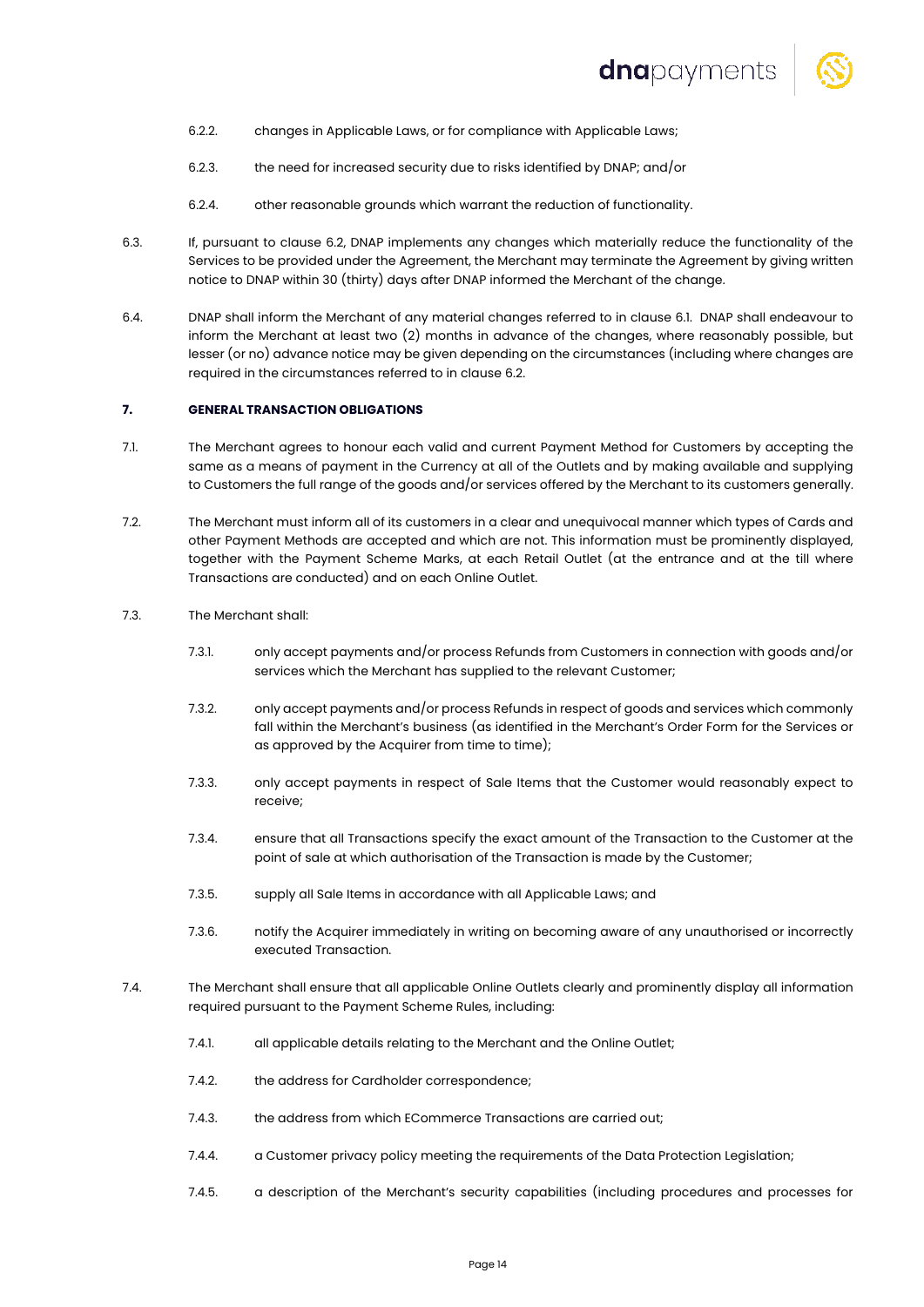6.2.2. changes in Applicable Laws, or for compliance with Applicable Laws;

6.2.3. the need for increased security due to risks identified by DNAP; and/or

6.2.4. other reasonable grounds which warrant the reduction of functionality.

6.3. If, pursuant to clause 6.2, DNAP implements any changes which materially reduce the functionality of the Services to be provided under the Agreement, the Merchant may terminate the Agreement by giving written notice to DNAP within 30 (thirty) days after DNAP informed the Merchant of the change.

6.4. DNAP shall inform the Merchant of any material changes referred to in clause 6.1. DNAP shall endeavour to inform the Merchant at least two (2) months in advance of the changes, where reasonably possible, but lesser (or no) advance notice may be given depending on the circumstances (including where changes are required in the circumstances referred to in clause 6.2.

## 7. GENERAL TRANSACTION OBLIGATIONS

7.1. The Merchant agrees to honour each valid and current Payment Method for Customers by accepting the same as a means of payment in the Currency at all of the Outlets and by making available and supplying to Customers the full range of the goods and/or services offered by the Merchant to its customers generally.

7.2. The Merchant must inform all of its customers in a clear and unequivocal manner which types of Cards and other Payment Methods are accepted and which are not. This information must be prominently displayed, together with the Payment Scheme Marks, at each Retail Outlet (at the entrance and at the till where Transactions are conducted) and on each Online Outlet.

7.3. The Merchant shall:

7.3.1. only accept payments and/or process Refunds from Customers in connection with goods and/or services which the Merchant has supplied to the relevant Customer;

7.3.2. only accept payments and/or process Refunds in respect of goods and services which commonly fall within the Merchant's business (as identified in the Merchant's Order Form for the Services or as approved by the Acquirer from time to time);

7.3.3. only accept payments in respect of Sale Items that the Customer would reasonably expect to receive;

7.3.4. ensure that all Transactions specify the exact amount of the Transaction to the Customer at the point of sale at which authorisation of the Transaction is made by the Customer;

7.3.5. supply all Sale Items in accordance with all Applicable Laws; and

7.3.6. notify the Acquirer immediately in writing on becoming aware of any unauthorised or incorrectly executed Transaction.

7.4. The Merchant shall ensure that all applicable Online Outlets clearly and prominently display all information required pursuant to the Payment Scheme Rules, including:

7.4.1. all applicable details relating to the Merchant and the Online Outlet;

7.4.2. the address for Cardholder correspondence;

7.4.3. the address from which ECommerce Transactions are carried out;

7.4.4. a Customer privacy policy meeting the requirements of the Data Protection Legislation;

7.4.5. a description of the Merchant's security capabilities (including procedures and processes for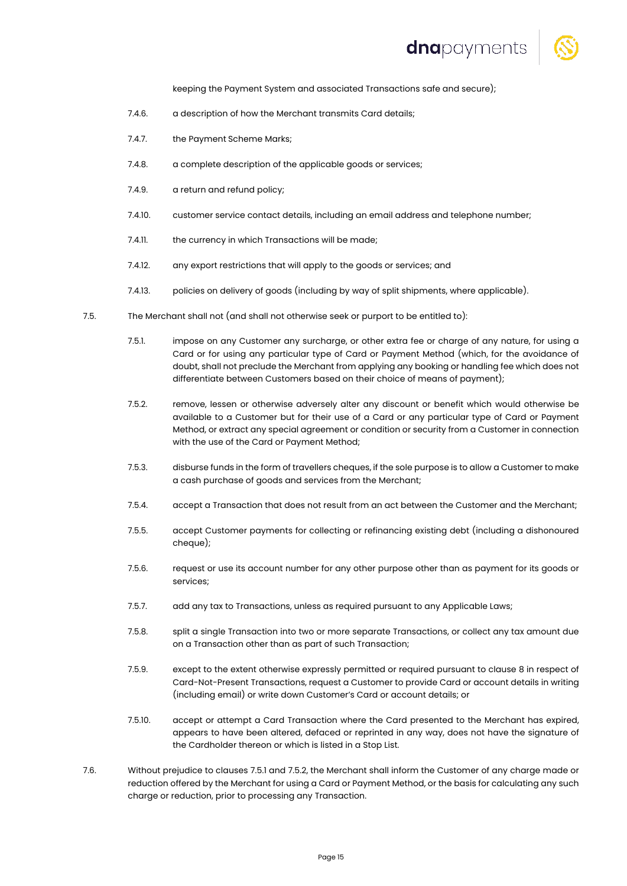keeping the Payment System and associated Transactions safe and secure);

7.4.6. a description of how the Merchant transmits Card details;

7.4.7. the Payment Scheme Marks;

7.4.8. a complete description of the applicable goods or services;

7.4.9. a return and refund policy;

7.4.10. customer service contact details, including an email address and telephone number;

7.4.11. the currency in which Transactions will be made;

7.4.12. any export restrictions that will apply to the goods or services; and

7.4.13. policies on delivery of goods (including by way of split shipments, where applicable).

7.5. The Merchant shall not (and shall not otherwise seek or purport to be entitled to):

7.5.1. impose on any Customer any surcharge, or other extra fee or charge of any nature, for using a Card or for using any particular type of Card or Payment Method (which, for the avoidance of doubt, shall not preclude the Merchant from applying any booking or handling fee which does not differentiate between Customers based on their choice of means of payment);

7.5.2. remove, lessen or otherwise adversely alter any discount or benefit which would otherwise be available to a Customer but for their use of a Card or any particular type of Card or Payment Method, or extract any special agreement or condition or security from a Customer in connection with the use of the Card or Payment Method;

7.5.3. disburse funds in the form of travellers cheques, if the sole purpose is to allow a Customer to make a cash purchase of goods and services from the Merchant;

7.5.4. accept a Transaction that does not result from an act between the Customer and the Merchant;

7.5.5. accept Customer payments for collecting or refinancing existing debt (including a dishonoured cheque);

7.5.6. request or use its account number for any other purpose other than as payment for its goods or services;

7.5.7. add any tax to Transactions, unless as required pursuant to any Applicable Laws;

7.5.8. split a single Transaction into two or more separate Transactions, or collect any tax amount due on a Transaction other than as part of such Transaction;

7.5.9. except to the extent otherwise expressly permitted or required pursuant to clause 8 in respect of Card-Not-Present Transactions, request a Customer to provide Card or account details in writing (including email) or write down Customer's Card or account details; or

7.5.10. accept or attempt a Card Transaction where the Card presented to the Merchant has expired, appears to have been altered, defaced or reprinted in any way, does not have the signature of the Cardholder thereon or which is listed in a Stop List.

7.6. Without prejudice to clauses 7.5.1 and 7.5.2, the Merchant shall inform the Customer of any charge made or reduction offered by the Merchant for using a Card or Payment Method, or the basis for calculating any such charge or reduction, prior to processing any Transaction.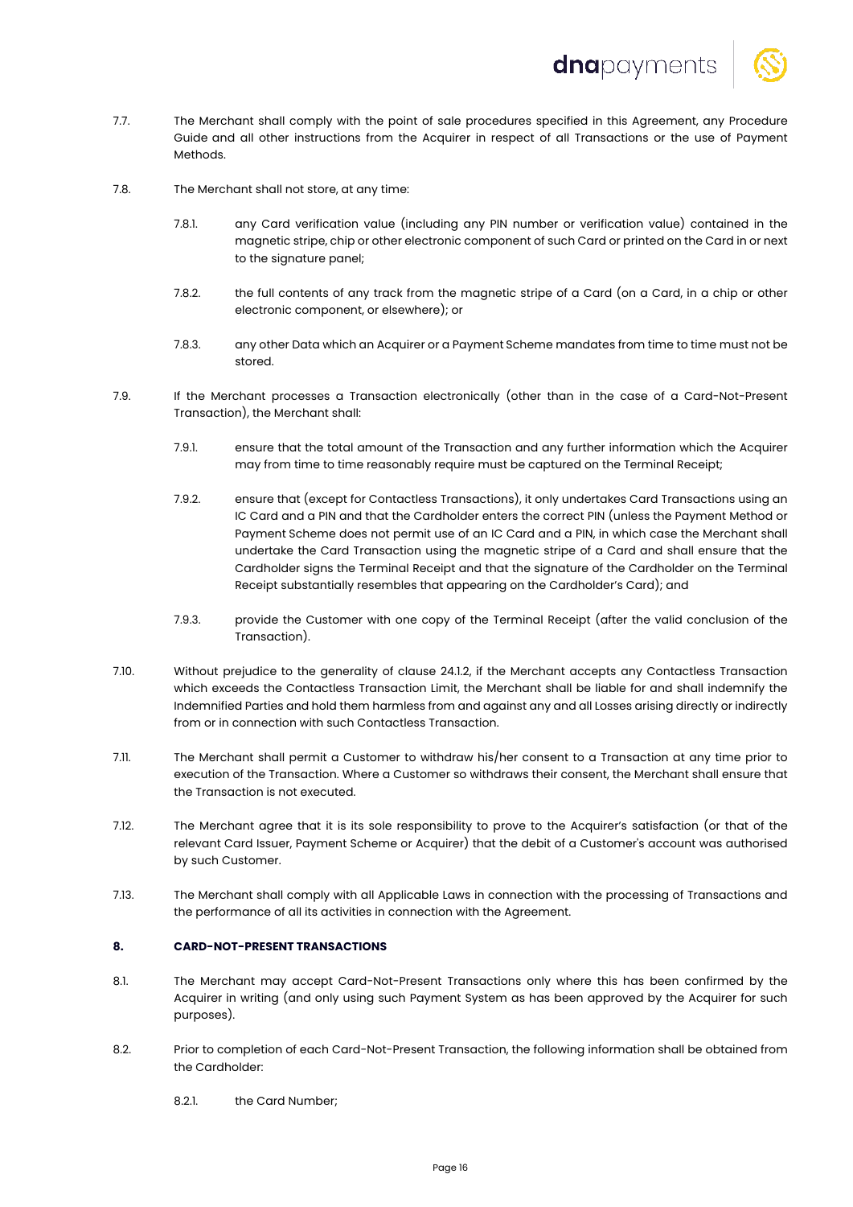7.7. The Merchant shall comply with the point of sale procedures specified in this Agreement, any Procedure Guide and all other instructions from the Acquirer in respect of all Transactions or the use of Payment Methods.

7.8. The Merchant shall not store, at any time:

7.8.1. any Card verification value (including any PIN number or verification value) contained in the magnetic stripe, chip or other electronic component of such Card or printed on the Card in or next to the signature panel;

7.8.2. the full contents of any track from the magnetic stripe of a Card (on a Card, in a chip or other electronic component, or elsewhere); or

7.8.3. any other Data which an Acquirer or a Payment Scheme mandates from time to time must not be stored.

7.9. If the Merchant processes a Transaction electronically (other than in the case of a Card-Not-Present Transaction), the Merchant shall:

7.9.1. ensure that the total amount of the Transaction and any further information which the Acquirer may from time to time reasonably require must be captured on the Terminal Receipt;

7.9.2. ensure that (except for Contactless Transactions), it only undertakes Card Transactions using an IC Card and a PIN and that the Cardholder enters the correct PIN (unless the Payment Method or Payment Scheme does not permit use of an IC Card and a PIN, in which case the Merchant shall undertake the Card Transaction using the magnetic stripe of a Card and shall ensure that the Cardholder signs the Terminal Receipt and that the signature of the Cardholder on the Terminal Receipt substantially resembles that appearing on the Cardholder's Card); and

7.9.3. provide the Customer with one copy of the Terminal Receipt (after the valid conclusion of the Transaction).

7.10. Without prejudice to the generality of clause 24.1.2, if the Merchant accepts any Contactless Transaction which exceeds the Contactless Transaction Limit, the Merchant shall be liable for and shall indemnify the Indemnified Parties and hold them harmless from and against any and all Losses arising directly or indirectly from or in connection with such Contactless Transaction.

7.11. The Merchant shall permit a Customer to withdraw his/her consent to a Transaction at any time prior to execution of the Transaction. Where a Customer so withdraws their consent, the Merchant shall ensure that the Transaction is not executed.

7.12. The Merchant agree that it is its sole responsibility to prove to the Acquirer's satisfaction (or that of the relevant Card Issuer, Payment Scheme or Acquirer) that the debit of a Customer's account was authorised by such Customer.

7.13. The Merchant shall comply with all Applicable Laws in connection with the processing of Transactions and the performance of all its activities in connection with the Agreement.

## 8. CARD-NOT-PRESENT TRANSACTIONS

8.1. The Merchant may accept Card-Not-Present Transactions only where this has been confirmed by the Acquirer in writing (and only using such Payment System as has been approved by the Acquirer for such purposes).

8.2. Prior to completion of each Card-Not-Present Transaction, the following information shall be obtained from the Cardholder:

8.2.1. the Card Number;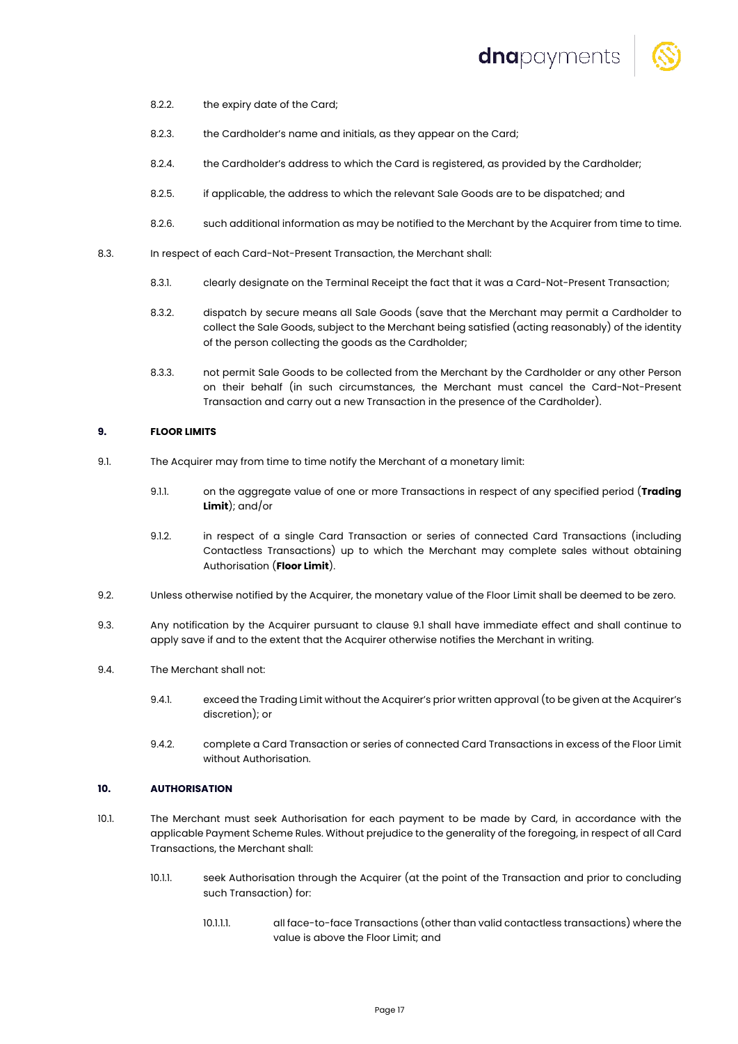8.2.2. the expiry date of the Card;

8.2.3. the Cardholder's name and initials, as they appear on the Card;

8.2.4. the Cardholder's address to which the Card is registered, as provided by the Cardholder;

8.2.5. if applicable, the address to which the relevant Sale Goods are to be dispatched; and

8.2.6. such additional information as may be notified to the Merchant by the Acquirer from time to time.

8.3. In respect of each Card-Not-Present Transaction, the Merchant shall:

8.3.1. clearly designate on the Terminal Receipt the fact that it was a Card-Not-Present Transaction;

8.3.2. dispatch by secure means all Sale Goods (save that the Merchant may permit a Cardholder to collect the Sale Goods, subject to the Merchant being satisfied (acting reasonably) of the identity of the person collecting the goods as the Cardholder;

8.3.3. not permit Sale Goods to be collected from the Merchant by the Cardholder or any other Person on their behalf (in such circumstances, the Merchant must cancel the Card-Not-Present Transaction and carry out a new Transaction in the presence of the Cardholder).

## 9. FLOOR LIMITS

9.1. The Acquirer may from time to time notify the Merchant of a monetary limit:

9.1.1. on the aggregate value of one or more Transactions in respect of any specified period (**Trading Limit**); and/or

9.1.2. in respect of a single Card Transaction or series of connected Card Transactions (including Contactless Transactions) up to which the Merchant may complete sales without obtaining Authorisation (**Floor Limit**).

9.2. Unless otherwise notified by the Acquirer, the monetary value of the Floor Limit shall be deemed to be zero.

9.3. Any notification by the Acquirer pursuant to clause 9.1 shall have immediate effect and shall continue to apply save if and to the extent that the Acquirer otherwise notifies the Merchant in writing.

9.4. The Merchant shall not:

9.4.1. exceed the Trading Limit without the Acquirer's prior written approval (to be given at the Acquirer's discretion); or

9.4.2. complete a Card Transaction or series of connected Card Transactions in excess of the Floor Limit without Authorisation.

## 10. AUTHORISATION

10.1. The Merchant must seek Authorisation for each payment to be made by Card, in accordance with the applicable Payment Scheme Rules. Without prejudice to the generality of the foregoing, in respect of all Card Transactions, the Merchant shall:

10.1.1. seek Authorisation through the Acquirer (at the point of the Transaction and prior to concluding such Transaction) for:

10.1.1.1. all face-to-face Transactions (other than valid contactless transactions) where the value is above the Floor Limit; and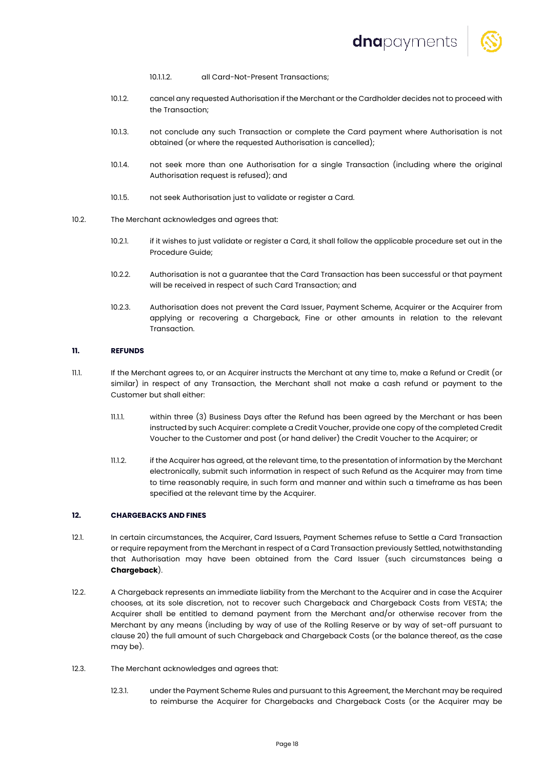10.1.1.2. all Card-Not-Present Transactions;

10.1.2. cancel any requested Authorisation if the Merchant or the Cardholder decides not to proceed with the Transaction;

10.1.3. not conclude any such Transaction or complete the Card payment where Authorisation is not obtained (or where the requested Authorisation is cancelled);

10.1.4. not seek more than one Authorisation for a single Transaction (including where the original Authorisation request is refused); and

10.1.5. not seek Authorisation just to validate or register a Card.

10.2. The Merchant acknowledges and agrees that:

10.2.1. if it wishes to just validate or register a Card, it shall follow the applicable procedure set out in the Procedure Guide;

10.2.2. Authorisation is not a guarantee that the Card Transaction has been successful or that payment will be received in respect of such Card Transaction; and

10.2.3. Authorisation does not prevent the Card Issuer, Payment Scheme, Acquirer or the Acquirer from applying or recovering a Chargeback, Fine or other amounts in relation to the relevant Transaction.

## 11. REFUNDS

11.1. If the Merchant agrees to, or an Acquirer instructs the Merchant at any time to, make a Refund or Credit (or similar) in respect of any Transaction, the Merchant shall not make a cash refund or payment to the Customer but shall either:

11.1.1. within three (3) Business Days after the Refund has been agreed by the Merchant or has been instructed by such Acquirer: complete a Credit Voucher, provide one copy of the completed Credit Voucher to the Customer and post (or hand deliver) the Credit Voucher to the Acquirer; or

11.1.2. if the Acquirer has agreed, at the relevant time, to the presentation of information by the Merchant electronically, submit such information in respect of such Refund as the Acquirer may from time to time reasonably require, in such form and manner and within such a timeframe as has been specified at the relevant time by the Acquirer.

## 12. CHARGEBACKS AND FINES

12.1. In certain circumstances, the Acquirer, Card Issuers, Payment Schemes refuse to Settle a Card Transaction or require repayment from the Merchant in respect of a Card Transaction previously Settled, notwithstanding that Authorisation may have been obtained from the Card Issuer (such circumstances being a **Chargeback**).

12.2. A Chargeback represents an immediate liability from the Merchant to the Acquirer and in case the Acquirer chooses, at its sole discretion, not to recover such Chargeback and Chargeback Costs from VESTA; the Acquirer shall be entitled to demand payment from the Merchant and/or otherwise recover from the Merchant by any means (including by way of use of the Rolling Reserve or by way of set-off pursuant to clause 20) the full amount of such Chargeback and Chargeback Costs (or the balance thereof, as the case may be).

12.3. The Merchant acknowledges and agrees that:

12.3.1. under the Payment Scheme Rules and pursuant to this Agreement, the Merchant may be required to reimburse the Acquirer for Chargebacks and Chargeback Costs (or the Acquirer may be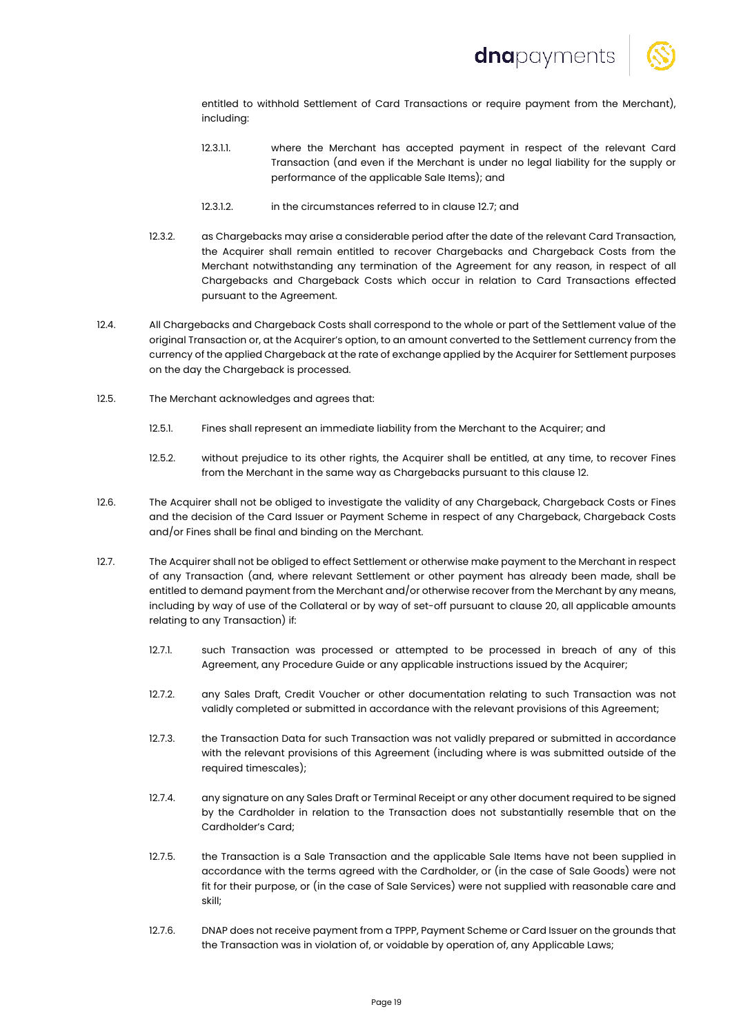entitled to withhold Settlement of Card Transactions or require payment from the Merchant), including:

12.3.1.1. where the Merchant has accepted payment in respect of the relevant Card Transaction (and even if the Merchant is under no legal liability for the supply or performance of the applicable Sale Items); and

12.3.1.2. in the circumstances referred to in clause 12.7; and

12.3.2. as Chargebacks may arise a considerable period after the date of the relevant Card Transaction, the Acquirer shall remain entitled to recover Chargebacks and Chargeback Costs from the Merchant notwithstanding any termination of the Agreement for any reason, in respect of all Chargebacks and Chargeback Costs which occur in relation to Card Transactions effected pursuant to the Agreement.

12.4. All Chargebacks and Chargeback Costs shall correspond to the whole or part of the Settlement value of the original Transaction or, at the Acquirer's option, to an amount converted to the Settlement currency from the currency of the applied Chargeback at the rate of exchange applied by the Acquirer for Settlement purposes on the day the Chargeback is processed.

12.5. The Merchant acknowledges and agrees that:

12.5.1. Fines shall represent an immediate liability from the Merchant to the Acquirer; and

12.5.2. without prejudice to its other rights, the Acquirer shall be entitled, at any time, to recover Fines from the Merchant in the same way as Chargebacks pursuant to this clause 12.

12.6. The Acquirer shall not be obliged to investigate the validity of any Chargeback, Chargeback Costs or Fines and the decision of the Card Issuer or Payment Scheme in respect of any Chargeback, Chargeback Costs and/or Fines shall be final and binding on the Merchant.

12.7. The Acquirer shall not be obliged to effect Settlement or otherwise make payment to the Merchant in respect of any Transaction (and, where relevant Settlement or other payment has already been made, shall be entitled to demand payment from the Merchant and/or otherwise recover from the Merchant by any means, including by way of use of the Collateral or by way of set-off pursuant to clause 20, all applicable amounts relating to any Transaction) if:

12.7.1. such Transaction was processed or attempted to be processed in breach of any of this Agreement, any Procedure Guide or any applicable instructions issued by the Acquirer;

12.7.2. any Sales Draft, Credit Voucher or other documentation relating to such Transaction was not validly completed or submitted in accordance with the relevant provisions of this Agreement;

12.7.3. the Transaction Data for such Transaction was not validly prepared or submitted in accordance with the relevant provisions of this Agreement (including where is was submitted outside of the required timescales);

12.7.4. any signature on any Sales Draft or Terminal Receipt or any other document required to be signed by the Cardholder in relation to the Transaction does not substantially resemble that on the Cardholder's Card;

12.7.5. the Transaction is a Sale Transaction and the applicable Sale Items have not been supplied in accordance with the terms agreed with the Cardholder, or (in the case of Sale Goods) were not fit for their purpose, or (in the case of Sale Services) were not supplied with reasonable care and skill;

12.7.6. DNAP does not receive payment from a TPPP, Payment Scheme or Card Issuer on the grounds that the Transaction was in violation of, or voidable by operation of, any Applicable Laws;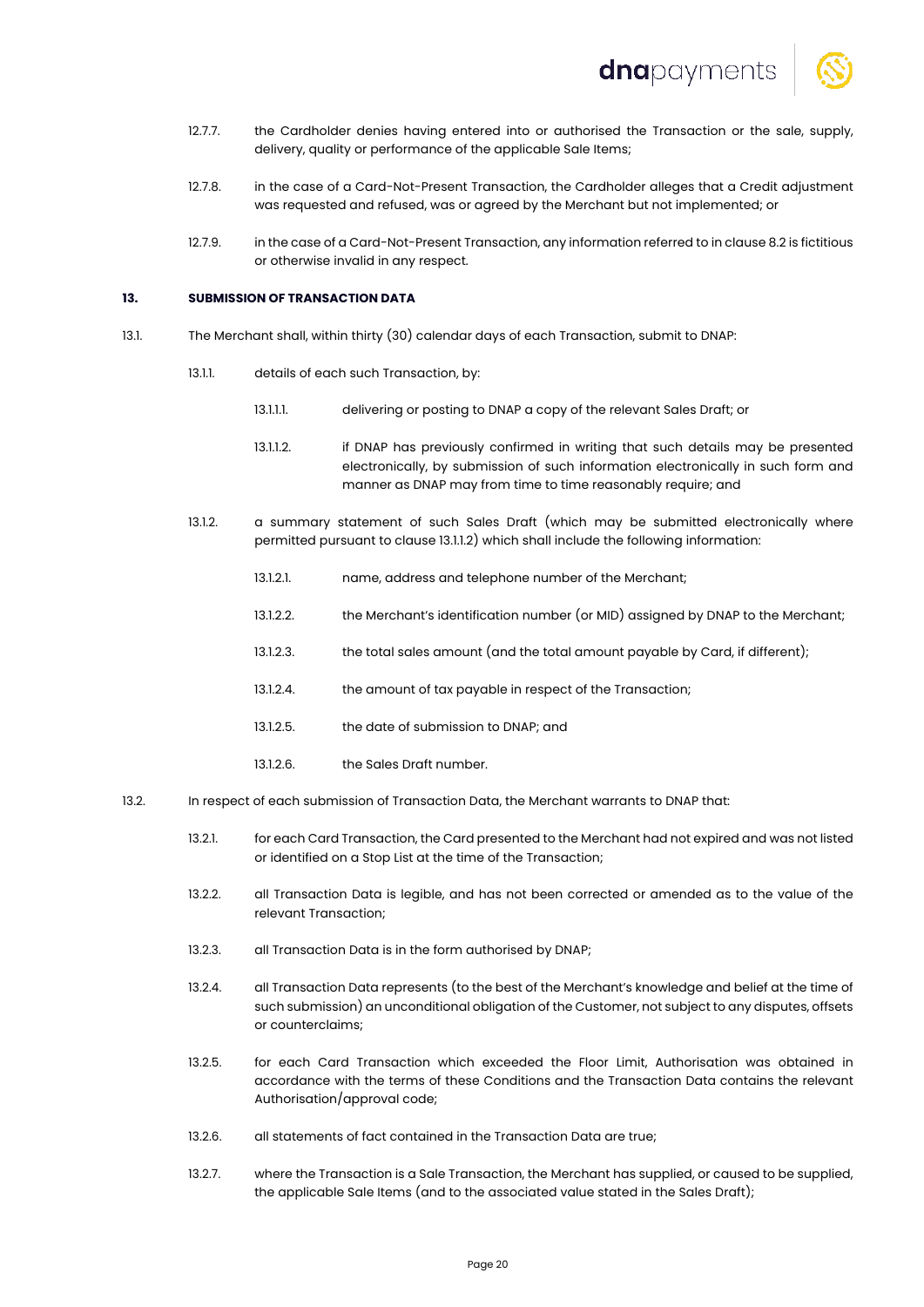12.7.7. the Cardholder denies having entered into or authorised the Transaction or the sale, supply, delivery, quality or performance of the applicable Sale Items;

12.7.8. in the case of a Card-Not-Present Transaction, the Cardholder alleges that a Credit adjustment was requested and refused, was or agreed by the Merchant but not implemented; or

12.7.9. in the case of a Card-Not-Present Transaction, any information referred to in clause 8.2 is fictitious or otherwise invalid in any respect.

## 13. SUBMISSION OF TRANSACTION DATA

13.1. The Merchant shall, within thirty (30) calendar days of each Transaction, submit to DNAP:

13.1.1. details of each such Transaction, by:

13.1.1.1. delivering or posting to DNAP a copy of the relevant Sales Draft; or

13.1.1.2. if DNAP has previously confirmed in writing that such details may be presented electronically, by submission of such information electronically in such form and manner as DNAP may from time to time reasonably require; and

13.1.2. a summary statement of such Sales Draft (which may be submitted electronically where permitted pursuant to clause 13.1.1.2) which shall include the following information:

13.1.2.1. name, address and telephone number of the Merchant;

13.1.2.2. the Merchant's identification number (or MID) assigned by DNAP to the Merchant;

13.1.2.3. the total sales amount (and the total amount payable by Card, if different);

13.1.2.4. the amount of tax payable in respect of the Transaction;

13.1.2.5. the date of submission to DNAP; and

13.1.2.6. the Sales Draft number.

13.2. In respect of each submission of Transaction Data, the Merchant warrants to DNAP that:

13.2.1. for each Card Transaction, the Card presented to the Merchant had not expired and was not listed or identified on a Stop List at the time of the Transaction;

13.2.2. all Transaction Data is legible, and has not been corrected or amended as to the value of the relevant Transaction;

13.2.3. all Transaction Data is in the form authorised by DNAP;

13.2.4. all Transaction Data represents (to the best of the Merchant's knowledge and belief at the time of such submission) an unconditional obligation of the Customer, not subject to any disputes, offsets or counterclaims;

13.2.5. for each Card Transaction which exceeded the Floor Limit, Authorisation was obtained in accordance with the terms of these Conditions and the Transaction Data contains the relevant Authorisation/approval code;

13.2.6. all statements of fact contained in the Transaction Data are true;

13.2.7. where the Transaction is a Sale Transaction, the Merchant has supplied, or caused to be supplied, the applicable Sale Items (and to the associated value stated in the Sales Draft);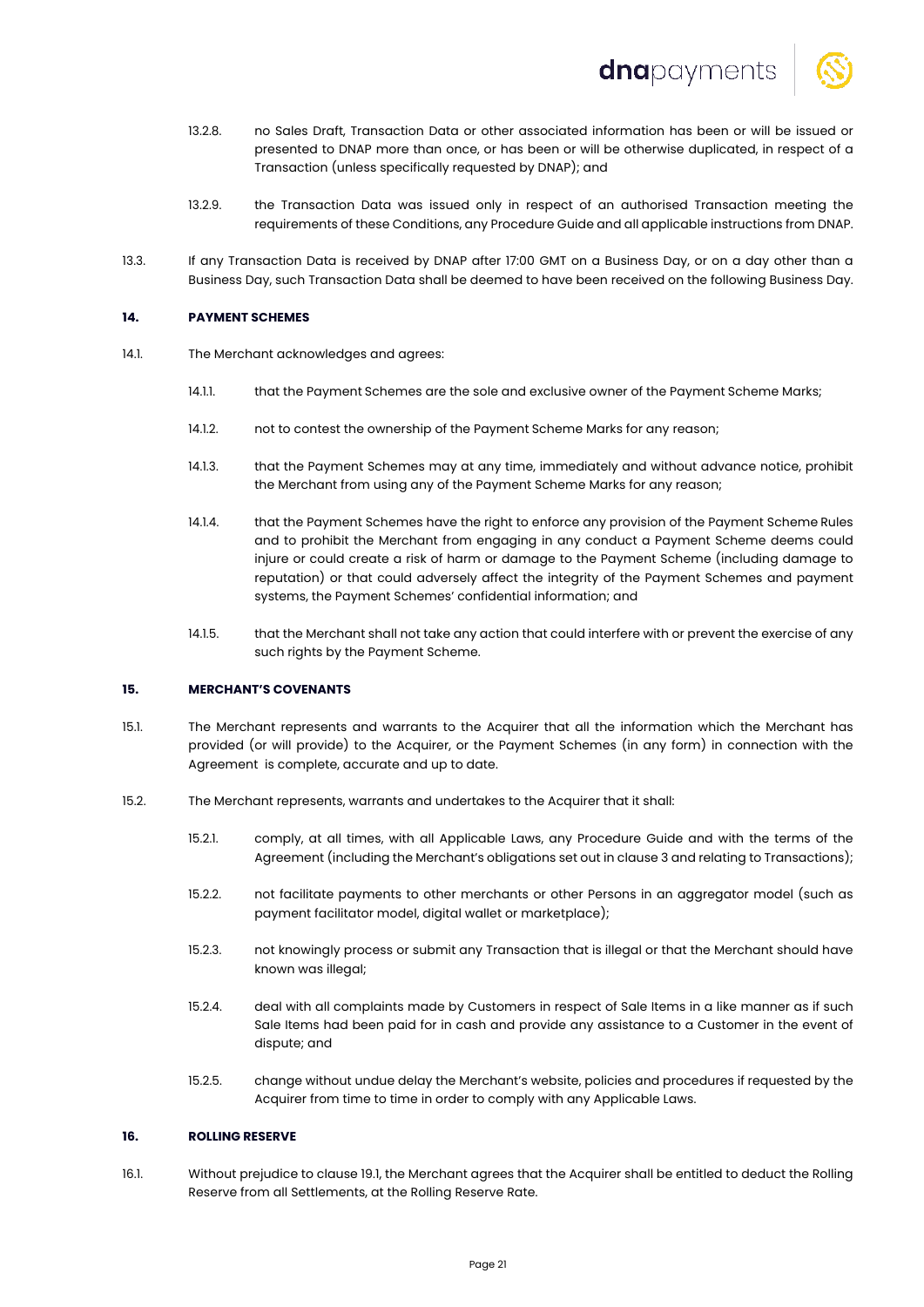13.2.8. no Sales Draft, Transaction Data or other associated information has been or will be issued or presented to DNAP more than once, or has been or will be otherwise duplicated, in respect of a Transaction (unless specifically requested by DNAP); and

13.2.9. the Transaction Data was issued only in respect of an authorised Transaction meeting the requirements of these Conditions, any Procedure Guide and all applicable instructions from DNAP.

13.3. If any Transaction Data is received by DNAP after 17:00 GMT on a Business Day, or on a day other than a Business Day, such Transaction Data shall be deemed to have been received on the following Business Day.

## 14. PAYMENT SCHEMES

14.1. The Merchant acknowledges and agrees:

14.1.1. that the Payment Schemes are the sole and exclusive owner of the Payment Scheme Marks;

14.1.2. not to contest the ownership of the Payment Scheme Marks for any reason;

14.1.3. that the Payment Schemes may at any time, immediately and without advance notice, prohibit the Merchant from using any of the Payment Scheme Marks for any reason;

14.1.4. that the Payment Schemes have the right to enforce any provision of the Payment Scheme Rules and to prohibit the Merchant from engaging in any conduct a Payment Scheme deems could injure or could create a risk of harm or damage to the Payment Scheme (including damage to reputation) or that could adversely affect the integrity of the Payment Schemes and payment systems, the Payment Schemes' confidential information; and

14.1.5. that the Merchant shall not take any action that could interfere with or prevent the exercise of any such rights by the Payment Scheme.

## 15. MERCHANT'S COVENANTS

15.1. The Merchant represents and warrants to the Acquirer that all the information which the Merchant has provided (or will provide) to the Acquirer, or the Payment Schemes (in any form) in connection with the Agreement is complete, accurate and up to date.

15.2. The Merchant represents, warrants and undertakes to the Acquirer that it shall:

15.2.1. comply, at all times, with all Applicable Laws, any Procedure Guide and with the terms of the Agreement (including the Merchant's obligations set out in clause 3 and relating to Transactions);

15.2.2. not facilitate payments to other merchants or other Persons in an aggregator model (such as payment facilitator model, digital wallet or marketplace);

15.2.3. not knowingly process or submit any Transaction that is illegal or that the Merchant should have known was illegal;

15.2.4. deal with all complaints made by Customers in respect of Sale Items in a like manner as if such Sale Items had been paid for in cash and provide any assistance to a Customer in the event of dispute; and

15.2.5. change without undue delay the Merchant's website, policies and procedures if requested by the Acquirer from time to time in order to comply with any Applicable Laws.

## 16. ROLLING RESERVE

16.1. Without prejudice to clause 19.1, the Merchant agrees that the Acquirer shall be entitled to deduct the Rolling Reserve from all Settlements, at the Rolling Reserve Rate.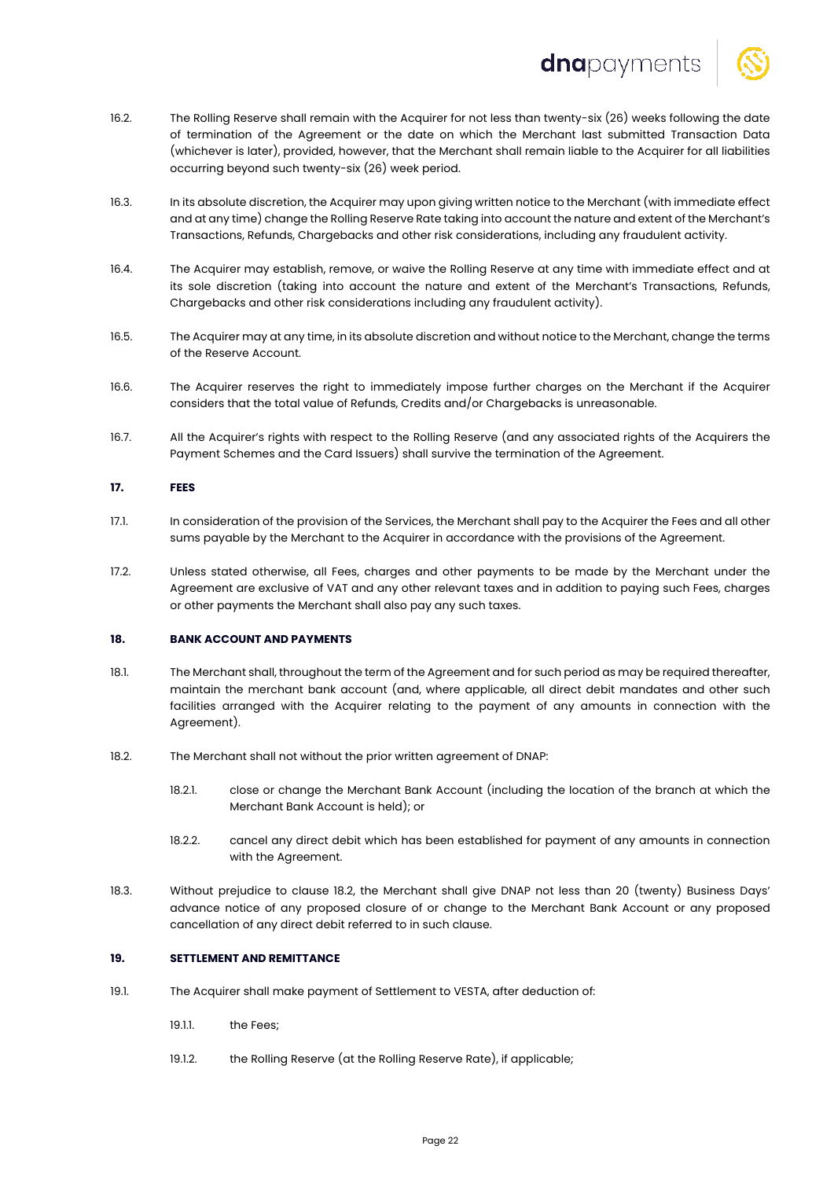16.2. The Rolling Reserve shall remain with the Acquirer for not less than twenty-six (26) weeks following the date of termination of the Agreement or the date on which the Merchant last submitted Transaction Data (whichever is later), provided, however, that the Merchant shall remain liable to the Acquirer for all liabilities occurring beyond such twenty-six (26) week period.

16.3. In its absolute discretion, the Acquirer may upon giving written notice to the Merchant (with immediate effect and at any time) change the Rolling Reserve Rate taking into account the nature and extent of the Merchant's Transactions, Refunds, Chargebacks and other risk considerations, including any fraudulent activity.

16.4. The Acquirer may establish, remove, or waive the Rolling Reserve at any time with immediate effect and at its sole discretion (taking into account the nature and extent of the Merchant's Transactions, Refunds, Chargebacks and other risk considerations including any fraudulent activity).

16.5. The Acquirer may at any time, in its absolute discretion and without notice to the Merchant, change the terms of the Reserve Account.

16.6. The Acquirer reserves the right to immediately impose further charges on the Merchant if the Acquirer considers that the total value of Refunds, Credits and/or Chargebacks is unreasonable.

16.7. All the Acquirer's rights with respect to the Rolling Reserve (and any associated rights of the Acquirers the Payment Schemes and the Card Issuers) shall survive the termination of the Agreement.

**17. FEES**

17.1. In consideration of the provision of the Services, the Merchant shall pay to the Acquirer the Fees and all other sums payable by the Merchant to the Acquirer in accordance with the provisions of the Agreement.

17.2. Unless stated otherwise, all Fees, charges and other payments to be made by the Merchant under the Agreement are exclusive of VAT and any other relevant taxes and in addition to paying such Fees, charges or other payments the Merchant shall also pay any such taxes.

**18. BANK ACCOUNT AND PAYMENTS**

18.1. The Merchant shall, throughout the term of the Agreement and for such period as may be required thereafter, maintain the merchant bank account (and, where applicable, all direct debit mandates and other such facilities arranged with the Acquirer relating to the payment of any amounts in connection with the Agreement).

18.2. The Merchant shall not without the prior written agreement of DNAP:

18.2.1. close or change the Merchant Bank Account (including the location of the branch at which the Merchant Bank Account is held); or

18.2.2. cancel any direct debit which has been established for payment of any amounts in connection with the Agreement.

18.3. Without prejudice to clause 18.2, the Merchant shall give DNAP not less than 20 (twenty) Business Days' advance notice of any proposed closure of or change to the Merchant Bank Account or any proposed cancellation of any direct debit referred to in such clause.

**19. SETTLEMENT AND REMITTANCE**

19.1. The Acquirer shall make payment of Settlement to VESTA, after deduction of:

19.1.1. the Fees;

19.1.2. the Rolling Reserve (at the Rolling Reserve Rate), if applicable;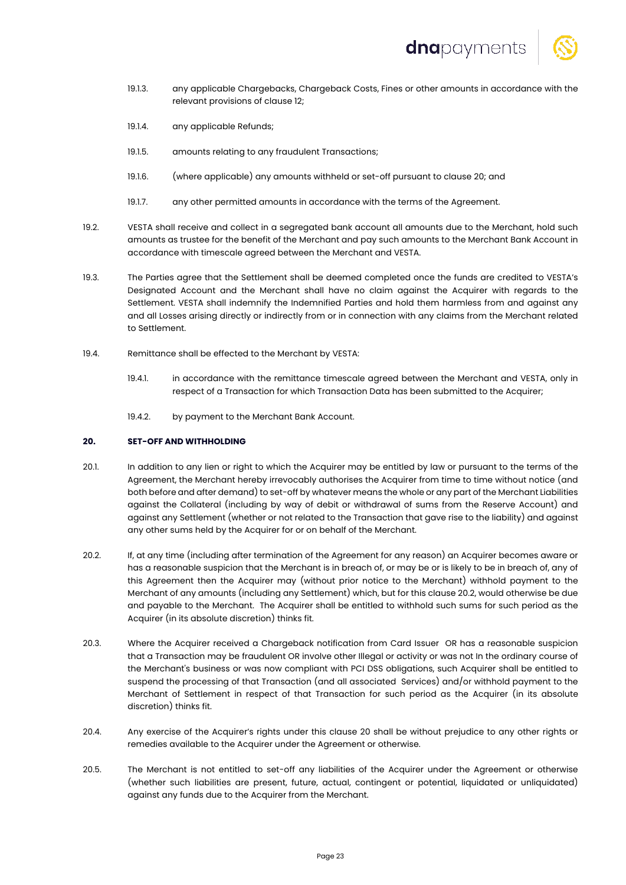19.1.3. any applicable Chargebacks, Chargeback Costs, Fines or other amounts in accordance with the relevant provisions of clause 12;

19.1.4. any applicable Refunds;

19.1.5. amounts relating to any fraudulent Transactions;

19.1.6. (where applicable) any amounts withheld or set-off pursuant to clause 20; and

19.1.7. any other permitted amounts in accordance with the terms of the Agreement.

19.2. VESTA shall receive and collect in a segregated bank account all amounts due to the Merchant, hold such amounts as trustee for the benefit of the Merchant and pay such amounts to the Merchant Bank Account in accordance with timescale agreed between the Merchant and VESTA.

19.3. The Parties agree that the Settlement shall be deemed completed once the funds are credited to VESTA's Designated Account and the Merchant shall have no claim against the Acquirer with regards to the Settlement. VESTA shall indemnify the Indemnified Parties and hold them harmless from and against any and all Losses arising directly or indirectly from or in connection with any claims from the Merchant related to Settlement.

19.4. Remittance shall be effected to the Merchant by VESTA:

19.4.1. in accordance with the remittance timescale agreed between the Merchant and VESTA, only in respect of a Transaction for which Transaction Data has been submitted to the Acquirer;

19.4.2. by payment to the Merchant Bank Account.

**20. SET-OFF AND WITHHOLDING**

20.1. In addition to any lien or right to which the Acquirer may be entitled by law or pursuant to the terms of the Agreement, the Merchant hereby irrevocably authorises the Acquirer from time to time without notice (and both before and after demand) to set-off by whatever means the whole or any part of the Merchant Liabilities against the Collateral (including by way of debit or withdrawal of sums from the Reserve Account) and against any Settlement (whether or not related to the Transaction that gave rise to the liability) and against any other sums held by the Acquirer for or on behalf of the Merchant.

20.2. If, at any time (including after termination of the Agreement for any reason) an Acquirer becomes aware or has a reasonable suspicion that the Merchant is in breach of, or may be or is likely to be in breach of, any of this Agreement then the Acquirer may (without prior notice to the Merchant) withhold payment to the Merchant of any amounts (including any Settlement) which, but for this clause 20.2, would otherwise be due and payable to the Merchant. The Acquirer shall be entitled to withhold such sums for such period as the Acquirer (in its absolute discretion) thinks fit.

20.3. Where the Acquirer received a Chargeback notification from Card Issuer OR has a reasonable suspicion that a Transaction may be fraudulent OR involve other Illegal or activity or was not In the ordinary course of the Merchant's business or was now compliant with PCI DSS obligations, such Acquirer shall be entitled to suspend the processing of that Transaction (and all associated Services) and/or withhold payment to the Merchant of Settlement in respect of that Transaction for such period as the Acquirer (in its absolute discretion) thinks fit.

20.4. Any exercise of the Acquirer's rights under this clause 20 shall be without prejudice to any other rights or remedies available to the Acquirer under the Agreement or otherwise.

20.5. The Merchant is not entitled to set-off any liabilities of the Acquirer under the Agreement or otherwise (whether such liabilities are present, future, actual, contingent or potential, liquidated or unliquidated) against any funds due to the Acquirer from the Merchant.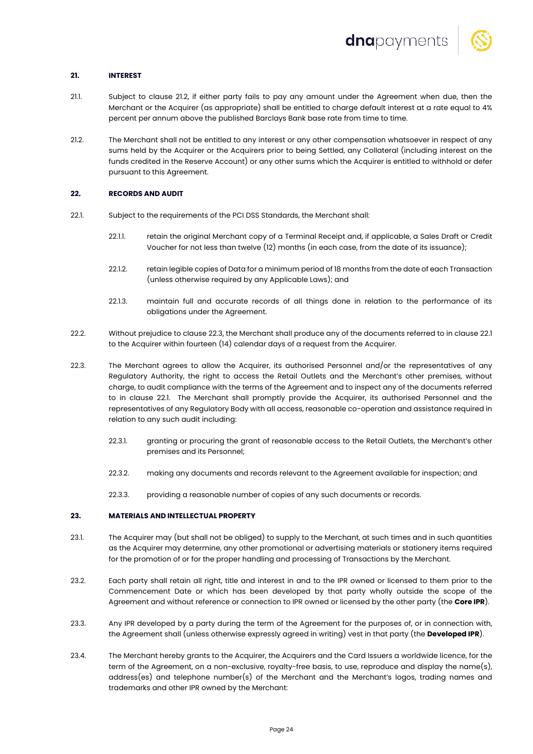**21. INTEREST**

21.1. Subject to clause 21.2, if either party fails to pay any amount under the Agreement when due, then the Merchant or the Acquirer (as appropriate) shall be entitled to charge default interest at a rate equal to 4% percent per annum above the published Barclays Bank base rate from time to time.

21.2. The Merchant shall not be entitled to any interest or any other compensation whatsoever in respect of any sums held by the Acquirer or the Acquirers prior to being Settled, any Collateral (including interest on the funds credited in the Reserve Account) or any other sums which the Acquirer is entitled to withhold or defer pursuant to this Agreement.

**22. RECORDS AND AUDIT**

22.1. Subject to the requirements of the PCI DSS Standards, the Merchant shall:

22.1.1. retain the original Merchant copy of a Terminal Receipt and, if applicable, a Sales Draft or Credit Voucher for not less than twelve (12) months (in each case, from the date of its issuance);

22.1.2. retain legible copies of Data for a minimum period of 18 months from the date of each Transaction (unless otherwise required by any Applicable Laws); and

22.1.3. maintain full and accurate records of all things done in relation to the performance of its obligations under the Agreement.

22.2. Without prejudice to clause 22.3, the Merchant shall produce any of the documents referred to in clause 22.1 to the Acquirer within fourteen (14) calendar days of a request from the Acquirer.

22.3. The Merchant agrees to allow the Acquirer, its authorised Personnel and/or the representatives of any Regulatory Authority, the right to access the Retail Outlets and the Merchant's other premises, without charge, to audit compliance with the terms of the Agreement and to inspect any of the documents referred to in clause 22.1. The Merchant shall promptly provide the Acquirer, its authorised Personnel and the representatives of any Regulatory Body with all access, reasonable co-operation and assistance required in relation to any such audit including:

22.3.1. granting or procuring the grant of reasonable access to the Retail Outlets, the Merchant's other premises and its Personnel;

22.3.2. making any documents and records relevant to the Agreement available for inspection; and

22.3.3. providing a reasonable number of copies of any such documents or records.

**23. MATERIALS AND INTELLECTUAL PROPERTY**

23.1. The Acquirer may (but shall not be obliged) to supply to the Merchant, at such times and in such quantities as the Acquirer may determine, any other promotional or advertising materials or stationery items required for the promotion of or for the proper handling and processing of Transactions by the Merchant.

23.2. Each party shall retain all right, title and interest in and to the IPR owned or licensed to them prior to the Commencement Date or which has been developed by that party wholly outside the scope of the Agreement and without reference or connection to IPR owned or licensed by the other party (the **Core IPR**).

23.3. Any IPR developed by a party during the term of the Agreement for the purposes of, or in connection with, the Agreement shall (unless otherwise expressly agreed in writing) vest in that party (the **Developed IPR**).

23.4. The Merchant hereby grants to the Acquirer, the Acquirers and the Card Issuers a worldwide licence, for the term of the Agreement, on a non-exclusive, royalty-free basis, to use, reproduce and display the name(s), address(es) and telephone number(s) of the Merchant and the Merchant's logos, trading names and trademarks and other IPR owned by the Merchant: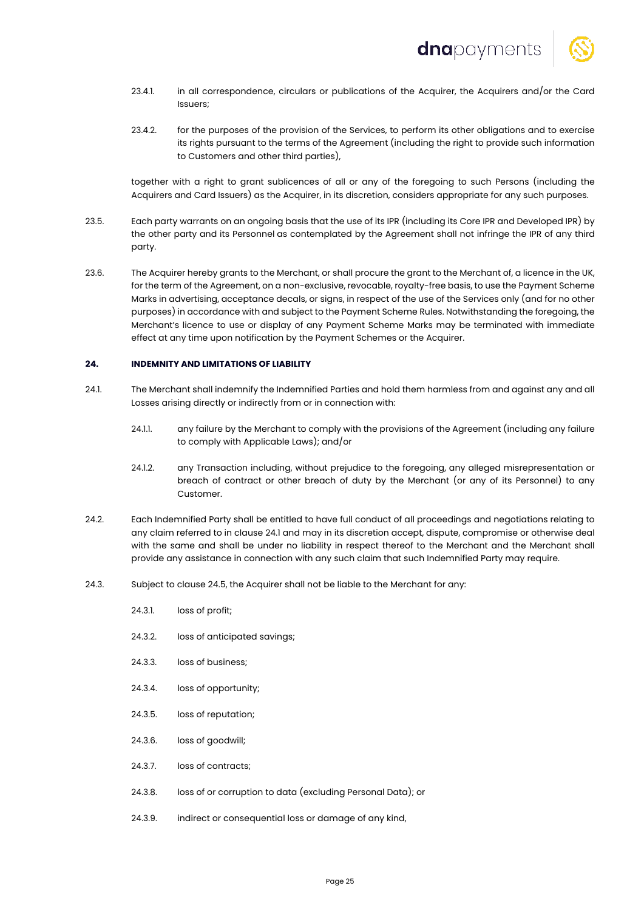23.4.1. in all correspondence, circulars or publications of the Acquirer, the Acquirers and/or the Card Issuers;

23.4.2. for the purposes of the provision of the Services, to perform its other obligations and to exercise its rights pursuant to the terms of the Agreement (including the right to provide such information to Customers and other third parties),

together with a right to grant sublicences of all or any of the foregoing to such Persons (including the Acquirers and Card Issuers) as the Acquirer, in its discretion, considers appropriate for any such purposes.

23.5. Each party warrants on an ongoing basis that the use of its IPR (including its Core IPR and Developed IPR) by the other party and its Personnel as contemplated by the Agreement shall not infringe the IPR of any third party.

23.6. The Acquirer hereby grants to the Merchant, or shall procure the grant to the Merchant of, a licence in the UK, for the term of the Agreement, on a non-exclusive, revocable, royalty-free basis, to use the Payment Scheme Marks in advertising, acceptance decals, or signs, in respect of the use of the Services only (and for no other purposes) in accordance with and subject to the Payment Scheme Rules. Notwithstanding the foregoing, the Merchant's licence to use or display of any Payment Scheme Marks may be terminated with immediate effect at any time upon notification by the Payment Schemes or the Acquirer.

## 24. INDEMNITY AND LIMITATIONS OF LIABILITY

24.1. The Merchant shall indemnify the Indemnified Parties and hold them harmless from and against any and all Losses arising directly or indirectly from or in connection with:

24.1.1. any failure by the Merchant to comply with the provisions of the Agreement (including any failure to comply with Applicable Laws); and/or

24.1.2. any Transaction including, without prejudice to the foregoing, any alleged misrepresentation or breach of contract or other breach of duty by the Merchant (or any of its Personnel) to any Customer.

24.2. Each Indemnified Party shall be entitled to have full conduct of all proceedings and negotiations relating to any claim referred to in clause 24.1 and may in its discretion accept, dispute, compromise or otherwise deal with the same and shall be under no liability in respect thereof to the Merchant and the Merchant shall provide any assistance in connection with any such claim that such Indemnified Party may require.

24.3. Subject to clause 24.5, the Acquirer shall not be liable to the Merchant for any:

24.3.1. loss of profit;

24.3.2. loss of anticipated savings;

24.3.3. loss of business;

24.3.4. loss of opportunity;

24.3.5. loss of reputation;

24.3.6. loss of goodwill;

24.3.7. loss of contracts;

24.3.8. loss of or corruption to data (excluding Personal Data); or

24.3.9. indirect or consequential loss or damage of any kind,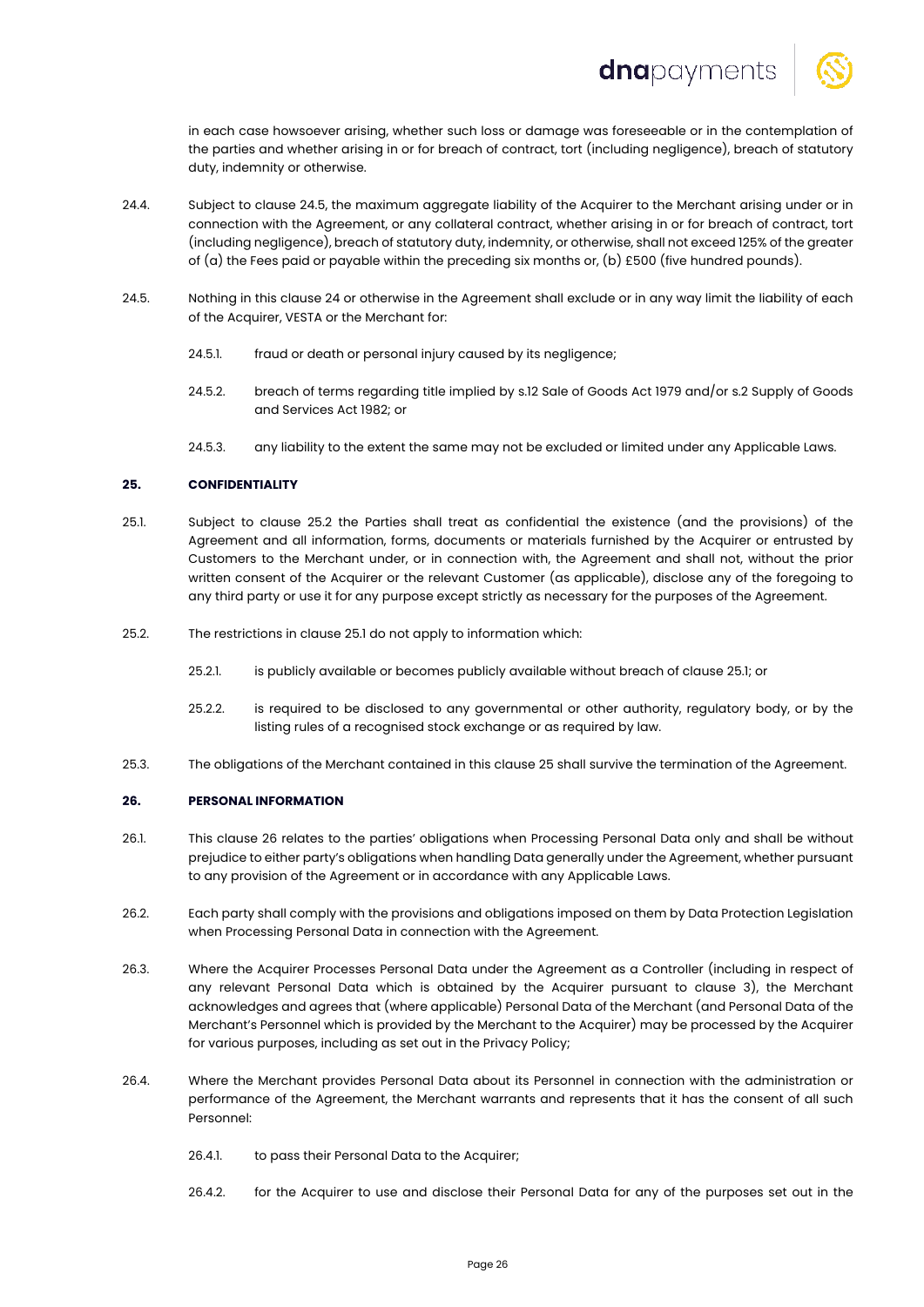in each case howsoever arising, whether such loss or damage was foreseeable or in the contemplation of the parties and whether arising in or for breach of contract, tort (including negligence), breach of statutory duty, indemnity or otherwise.

24.4. Subject to clause 24.5, the maximum aggregate liability of the Acquirer to the Merchant arising under or in connection with the Agreement, or any collateral contract, whether arising in or for breach of contract, tort (including negligence), breach of statutory duty, indemnity, or otherwise, shall not exceed 125% of the greater of (a) the Fees paid or payable within the preceding six months or, (b) £500 (five hundred pounds).

24.5. Nothing in this clause 24 or otherwise in the Agreement shall exclude or in any way limit the liability of each of the Acquirer, VESTA or the Merchant for:

24.5.1. fraud or death or personal injury caused by its negligence;

24.5.2. breach of terms regarding title implied by s.12 Sale of Goods Act 1979 and/or s.2 Supply of Goods and Services Act 1982; or

24.5.3. any liability to the extent the same may not be excluded or limited under any Applicable Laws.

## 25. CONFIDENTIALITY

25.1. Subject to clause 25.2 the Parties shall treat as confidential the existence (and the provisions) of the Agreement and all information, forms, documents or materials furnished by the Acquirer or entrusted by Customers to the Merchant under, or in connection with, the Agreement and shall not, without the prior written consent of the Acquirer or the relevant Customer (as applicable), disclose any of the foregoing to any third party or use it for any purpose except strictly as necessary for the purposes of the Agreement.

25.2. The restrictions in clause 25.1 do not apply to information which:

25.2.1. is publicly available or becomes publicly available without breach of clause 25.1; or

25.2.2. is required to be disclosed to any governmental or other authority, regulatory body, or by the listing rules of a recognised stock exchange or as required by law.

25.3. The obligations of the Merchant contained in this clause 25 shall survive the termination of the Agreement.

## 26. PERSONAL INFORMATION

26.1. This clause 26 relates to the parties' obligations when Processing Personal Data only and shall be without prejudice to either party's obligations when handling Data generally under the Agreement, whether pursuant to any provision of the Agreement or in accordance with any Applicable Laws.

26.2. Each party shall comply with the provisions and obligations imposed on them by Data Protection Legislation when Processing Personal Data in connection with the Agreement.

26.3. Where the Acquirer Processes Personal Data under the Agreement as a Controller (including in respect of any relevant Personal Data which is obtained by the Acquirer pursuant to clause 3), the Merchant acknowledges and agrees that (where applicable) Personal Data of the Merchant (and Personal Data of the Merchant's Personnel which is provided by the Merchant to the Acquirer) may be processed by the Acquirer for various purposes, including as set out in the Privacy Policy;

26.4. Where the Merchant provides Personal Data about its Personnel in connection with the administration or performance of the Agreement, the Merchant warrants and represents that it has the consent of all such Personnel:

26.4.1. to pass their Personal Data to the Acquirer;

26.4.2. for the Acquirer to use and disclose their Personal Data for any of the purposes set out in the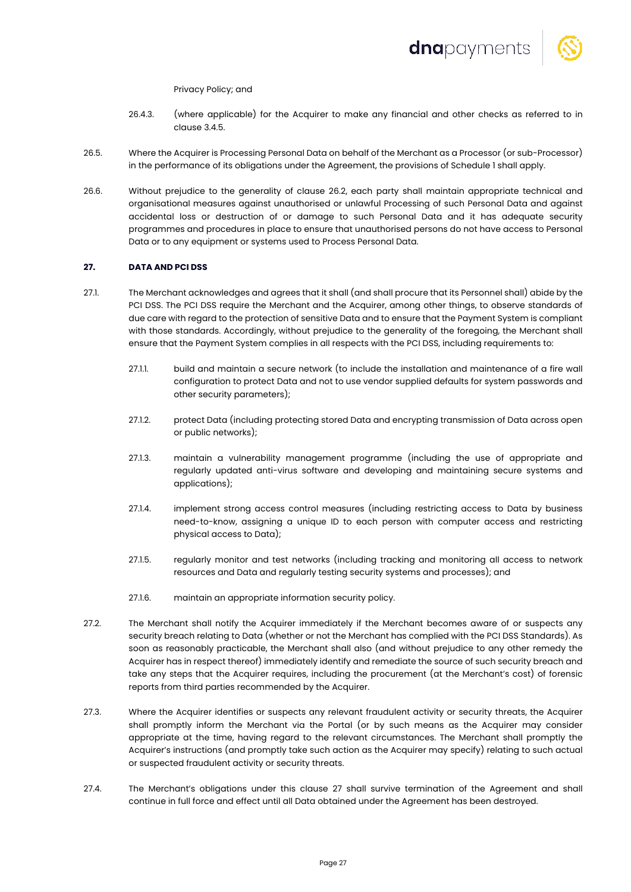Privacy Policy; and

26.4.3. (where applicable) for the Acquirer to make any financial and other checks as referred to in clause 3.4.5.

26.5. Where the Acquirer is Processing Personal Data on behalf of the Merchant as a Processor (or sub-Processor) in the performance of its obligations under the Agreement, the provisions of Schedule 1 shall apply.

26.6. Without prejudice to the generality of clause 26.2, each party shall maintain appropriate technical and organisational measures against unauthorised or unlawful Processing of such Personal Data and against accidental loss or destruction of or damage to such Personal Data and it has adequate security programmes and procedures in place to ensure that unauthorised persons do not have access to Personal Data or to any equipment or systems used to Process Personal Data.

## 27. DATA AND PCI DSS

27.1. The Merchant acknowledges and agrees that it shall (and shall procure that its Personnel shall) abide by the PCI DSS. The PCI DSS require the Merchant and the Acquirer, among other things, to observe standards of due care with regard to the protection of sensitive Data and to ensure that the Payment System is compliant with those standards. Accordingly, without prejudice to the generality of the foregoing, the Merchant shall ensure that the Payment System complies in all respects with the PCI DSS, including requirements to:

27.1.1. build and maintain a secure network (to include the installation and maintenance of a fire wall configuration to protect Data and not to use vendor supplied defaults for system passwords and other security parameters);

27.1.2. protect Data (including protecting stored Data and encrypting transmission of Data across open or public networks);

27.1.3. maintain a vulnerability management programme (including the use of appropriate and regularly updated anti-virus software and developing and maintaining secure systems and applications);

27.1.4. implement strong access control measures (including restricting access to Data by business need-to-know, assigning a unique ID to each person with computer access and restricting physical access to Data);

27.1.5. regularly monitor and test networks (including tracking and monitoring all access to network resources and Data and regularly testing security systems and processes); and

27.1.6. maintain an appropriate information security policy.

27.2. The Merchant shall notify the Acquirer immediately if the Merchant becomes aware of or suspects any security breach relating to Data (whether or not the Merchant has complied with the PCI DSS Standards). As soon as reasonably practicable, the Merchant shall also (and without prejudice to any other remedy the Acquirer has in respect thereof) immediately identify and remediate the source of such security breach and take any steps that the Acquirer requires, including the procurement (at the Merchant's cost) of forensic reports from third parties recommended by the Acquirer.

27.3. Where the Acquirer identifies or suspects any relevant fraudulent activity or security threats, the Acquirer shall promptly inform the Merchant via the Portal (or by such means as the Acquirer may consider appropriate at the time, having regard to the relevant circumstances. The Merchant shall promptly the Acquirer's instructions (and promptly take such action as the Acquirer may specify) relating to such actual or suspected fraudulent activity or security threats.

27.4. The Merchant's obligations under this clause 27 shall survive termination of the Agreement and shall continue in full force and effect until all Data obtained under the Agreement has been destroyed.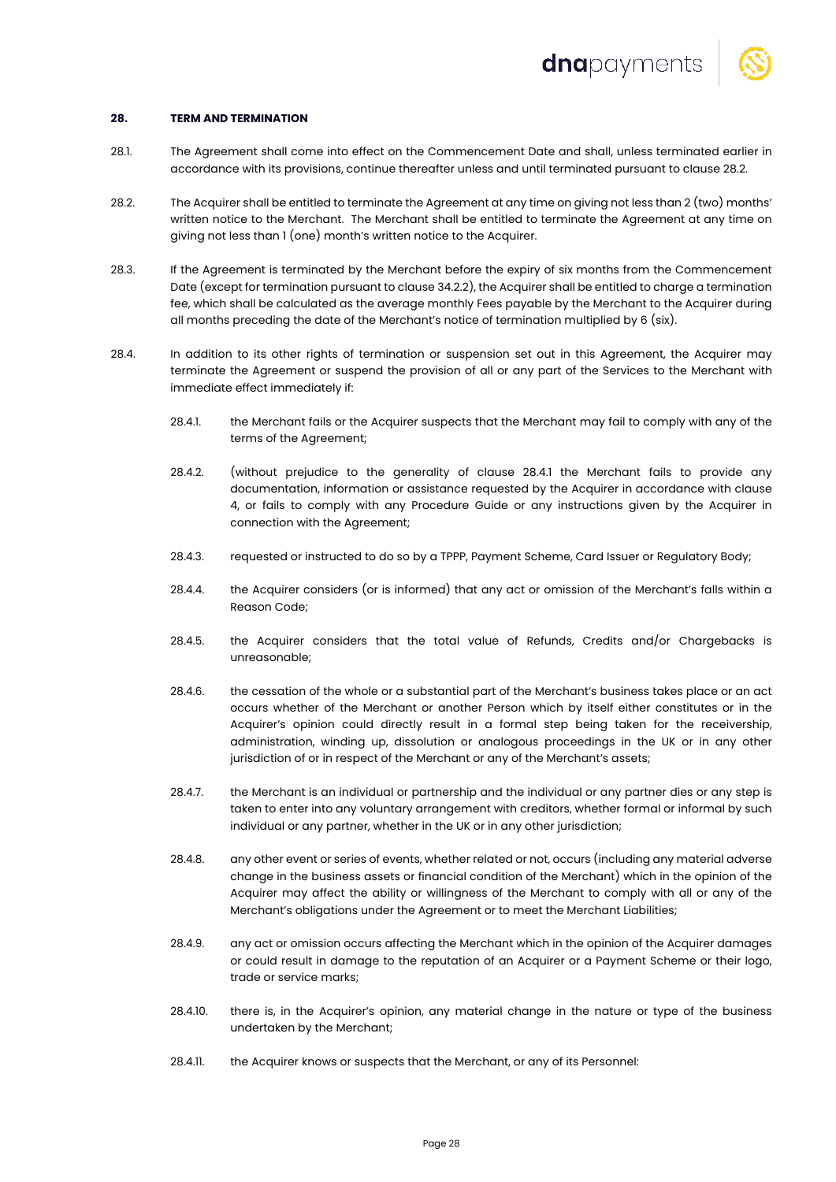## 28. TERM AND TERMINATION

28.1. The Agreement shall come into effect on the Commencement Date and shall, unless terminated earlier in accordance with its provisions, continue thereafter unless and until terminated pursuant to clause 28.2.

28.2. The Acquirer shall be entitled to terminate the Agreement at any time on giving not less than 2 (two) months' written notice to the Merchant. The Merchant shall be entitled to terminate the Agreement at any time on giving not less than 1 (one) month's written notice to the Acquirer.

28.3. If the Agreement is terminated by the Merchant before the expiry of six months from the Commencement Date (except for termination pursuant to clause 34.2.2), the Acquirer shall be entitled to charge a termination fee, which shall be calculated as the average monthly Fees payable by the Merchant to the Acquirer during all months preceding the date of the Merchant's notice of termination multiplied by 6 (six).

28.4. In addition to its other rights of termination or suspension set out in this Agreement, the Acquirer may terminate the Agreement or suspend the provision of all or any part of the Services to the Merchant with immediate effect immediately if:

28.4.1. the Merchant fails or the Acquirer suspects that the Merchant may fail to comply with any of the terms of the Agreement;

28.4.2. (without prejudice to the generality of clause 28.4.1 the Merchant fails to provide any documentation, information or assistance requested by the Acquirer in accordance with clause 4, or fails to comply with any Procedure Guide or any instructions given by the Acquirer in connection with the Agreement;

28.4.3. requested or instructed to do so by a TPPP, Payment Scheme, Card Issuer or Regulatory Body;

28.4.4. the Acquirer considers (or is informed) that any act or omission of the Merchant's falls within a Reason Code;

28.4.5. the Acquirer considers that the total value of Refunds, Credits and/or Chargebacks is unreasonable;

28.4.6. the cessation of the whole or a substantial part of the Merchant's business takes place or an act occurs whether of the Merchant or another Person which by itself either constitutes or in the Acquirer's opinion could directly result in a formal step being taken for the receivership, administration, winding up, dissolution or analogous proceedings in the UK or in any other jurisdiction of or in respect of the Merchant or any of the Merchant's assets;

28.4.7. the Merchant is an individual or partnership and the individual or any partner dies or any step is taken to enter into any voluntary arrangement with creditors, whether formal or informal by such individual or any partner, whether in the UK or in any other jurisdiction;

28.4.8. any other event or series of events, whether related or not, occurs (including any material adverse change in the business assets or financial condition of the Merchant) which in the opinion of the Acquirer may affect the ability or willingness of the Merchant to comply with all or any of the Merchant's obligations under the Agreement or to meet the Merchant Liabilities;

28.4.9. any act or omission occurs affecting the Merchant which in the opinion of the Acquirer damages or could result in damage to the reputation of an Acquirer or a Payment Scheme or their logo, trade or service marks;

28.4.10. there is, in the Acquirer's opinion, any material change in the nature or type of the business undertaken by the Merchant;

28.4.11. the Acquirer knows or suspects that the Merchant, or any of its Personnel: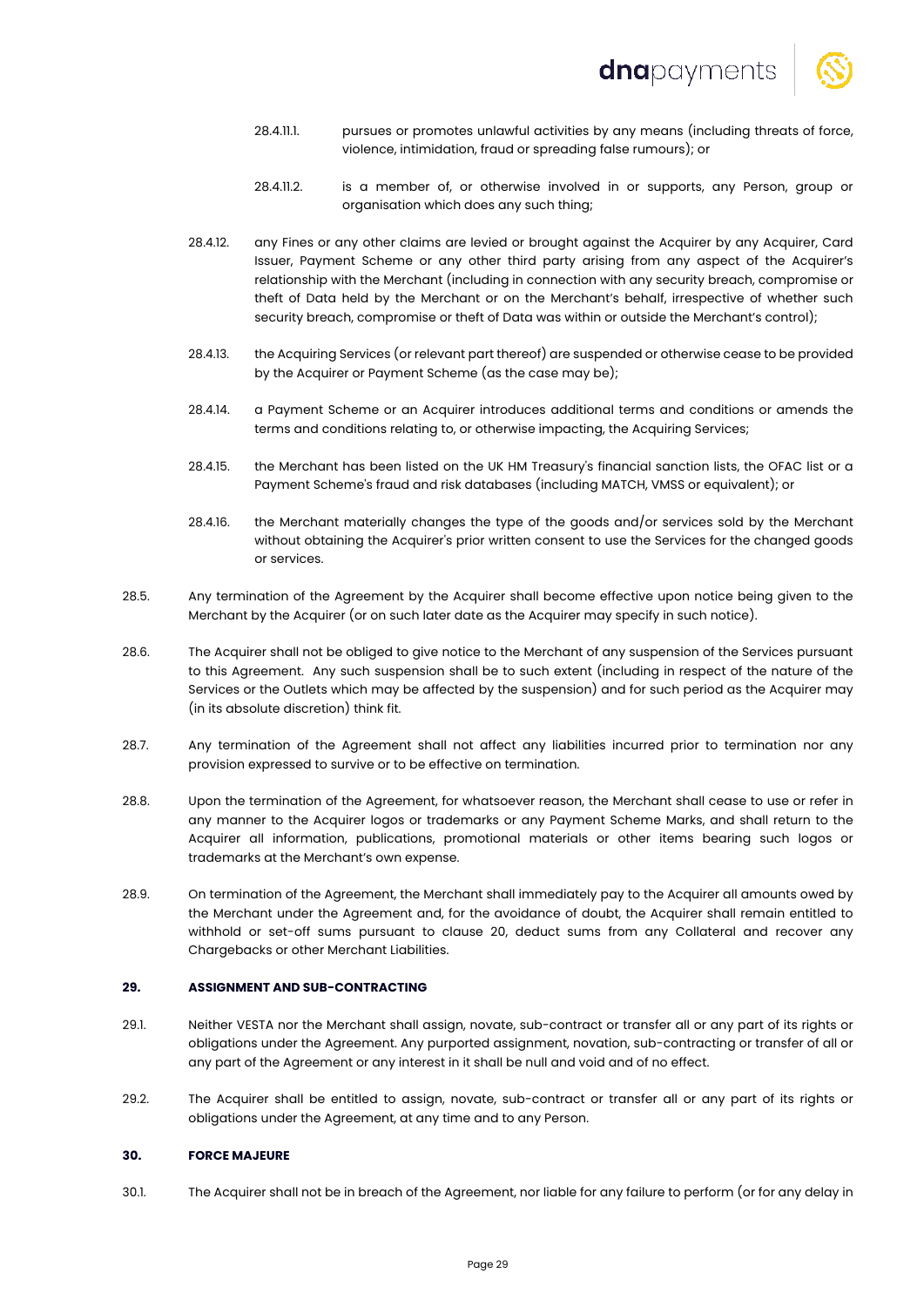28.4.11.1. pursues or promotes unlawful activities by any means (including threats of force, violence, intimidation, fraud or spreading false rumours); or

28.4.11.2. is a member of, or otherwise involved in or supports, any Person, group or organisation which does any such thing;

28.4.12. any Fines or any other claims are levied or brought against the Acquirer by any Acquirer, Card Issuer, Payment Scheme or any other third party arising from any aspect of the Acquirer's relationship with the Merchant (including in connection with any security breach, compromise or theft of Data held by the Merchant or on the Merchant's behalf, irrespective of whether such security breach, compromise or theft of Data was within or outside the Merchant's control);

28.4.13. the Acquiring Services (or relevant part thereof) are suspended or otherwise cease to be provided by the Acquirer or Payment Scheme (as the case may be);

28.4.14. a Payment Scheme or an Acquirer introduces additional terms and conditions or amends the terms and conditions relating to, or otherwise impacting, the Acquiring Services;

28.4.15. the Merchant has been listed on the UK HM Treasury's financial sanction lists, the OFAC list or a Payment Scheme's fraud and risk databases (including MATCH, VMSS or equivalent); or

28.4.16. the Merchant materially changes the type of the goods and/or services sold by the Merchant without obtaining the Acquirer's prior written consent to use the Services for the changed goods or services.

28.5. Any termination of the Agreement by the Acquirer shall become effective upon notice being given to the Merchant by the Acquirer (or on such later date as the Acquirer may specify in such notice).

28.6. The Acquirer shall not be obliged to give notice to the Merchant of any suspension of the Services pursuant to this Agreement. Any such suspension shall be to such extent (including in respect of the nature of the Services or the Outlets which may be affected by the suspension) and for such period as the Acquirer may (in its absolute discretion) think fit.

28.7. Any termination of the Agreement shall not affect any liabilities incurred prior to termination nor any provision expressed to survive or to be effective on termination.

28.8. Upon the termination of the Agreement, for whatsoever reason, the Merchant shall cease to use or refer in any manner to the Acquirer logos or trademarks or any Payment Scheme Marks, and shall return to the Acquirer all information, publications, promotional materials or other items bearing such logos or trademarks at the Merchant's own expense.

28.9. On termination of the Agreement, the Merchant shall immediately pay to the Acquirer all amounts owed by the Merchant under the Agreement and, for the avoidance of doubt, the Acquirer shall remain entitled to withhold or set-off sums pursuant to clause 20, deduct sums from any Collateral and recover any Chargebacks or other Merchant Liabilities.

## 29. ASSIGNMENT AND SUB-CONTRACTING

29.1. Neither VESTA nor the Merchant shall assign, novate, sub-contract or transfer all or any part of its rights or obligations under the Agreement. Any purported assignment, novation, sub-contracting or transfer of all or any part of the Agreement or any interest in it shall be null and void and of no effect.

29.2. The Acquirer shall be entitled to assign, novate, sub-contract or transfer all or any part of its rights or obligations under the Agreement, at any time and to any Person.

## 30. FORCE MAJEURE

30.1. The Acquirer shall not be in breach of the Agreement, nor liable for any failure to perform (or for any delay in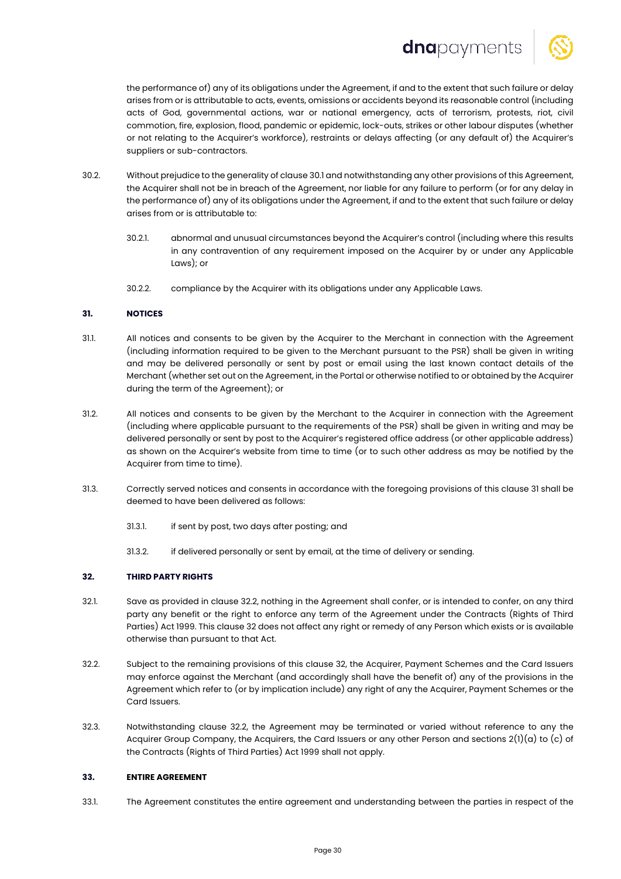the performance of) any of its obligations under the Agreement, if and to the extent that such failure or delay arises from or is attributable to acts, events, omissions or accidents beyond its reasonable control (including acts of God, governmental actions, war or national emergency, acts of terrorism, protests, riot, civil commotion, fire, explosion, flood, pandemic or epidemic, lock-outs, strikes or other labour disputes (whether or not relating to the Acquirer's workforce), restraints or delays affecting (or any default of) the Acquirer's suppliers or sub-contractors.

30.2. Without prejudice to the generality of clause 30.1 and notwithstanding any other provisions of this Agreement, the Acquirer shall not be in breach of the Agreement, nor liable for any failure to perform (or for any delay in the performance of) any of its obligations under the Agreement, if and to the extent that such failure or delay arises from or is attributable to:

30.2.1. abnormal and unusual circumstances beyond the Acquirer's control (including where this results in any contravention of any requirement imposed on the Acquirer by or under any Applicable Laws); or

30.2.2. compliance by the Acquirer with its obligations under any Applicable Laws.

**31. NOTICES**

31.1. All notices and consents to be given by the Acquirer to the Merchant in connection with the Agreement (including information required to be given to the Merchant pursuant to the PSR) shall be given in writing and may be delivered personally or sent by post or email using the last known contact details of the Merchant (whether set out on the Agreement, in the Portal or otherwise notified to or obtained by the Acquirer during the term of the Agreement); or

31.2. All notices and consents to be given by the Merchant to the Acquirer in connection with the Agreement (including where applicable pursuant to the requirements of the PSR) shall be given in writing and may be delivered personally or sent by post to the Acquirer's registered office address (or other applicable address) as shown on the Acquirer's website from time to time (or to such other address as may be notified by the Acquirer from time to time).

31.3. Correctly served notices and consents in accordance with the foregoing provisions of this clause 31 shall be deemed to have been delivered as follows:

31.3.1. if sent by post, two days after posting; and

31.3.2. if delivered personally or sent by email, at the time of delivery or sending.

**32. THIRD PARTY RIGHTS**

32.1. Save as provided in clause 32.2, nothing in the Agreement shall confer, or is intended to confer, on any third party any benefit or the right to enforce any term of the Agreement under the Contracts (Rights of Third Parties) Act 1999. This clause 32 does not affect any right or remedy of any Person which exists or is available otherwise than pursuant to that Act.

32.2. Subject to the remaining provisions of this clause 32, the Acquirer, Payment Schemes and the Card Issuers may enforce against the Merchant (and accordingly shall have the benefit of) any of the provisions in the Agreement which refer to (or by implication include) any right of any the Acquirer, Payment Schemes or the Card Issuers.

32.3. Notwithstanding clause 32.2, the Agreement may be terminated or varied without reference to any the Acquirer Group Company, the Acquirers, the Card Issuers or any other Person and sections 2(1)(a) to (c) of the Contracts (Rights of Third Parties) Act 1999 shall not apply.

**33. ENTIRE AGREEMENT**

33.1. The Agreement constitutes the entire agreement and understanding between the parties in respect of the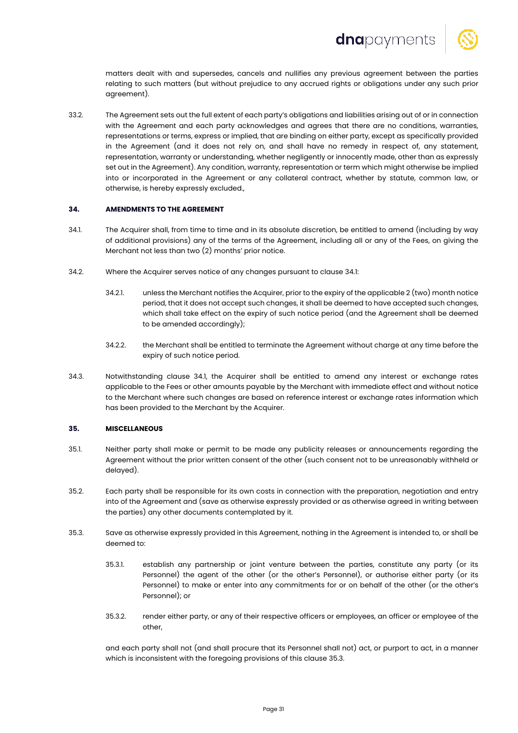matters dealt with and supersedes, cancels and nullifies any previous agreement between the parties relating to such matters (but without prejudice to any accrued rights or obligations under any such prior agreement).

33.2. The Agreement sets out the full extent of each party's obligations and liabilities arising out of or in connection with the Agreement and each party acknowledges and agrees that there are no conditions, warranties, representations or terms, express or implied, that are binding on either party, except as specifically provided in the Agreement (and it does not rely on, and shall have no remedy in respect of, any statement, representation, warranty or understanding, whether negligently or innocently made, other than as expressly set out in the Agreement). Any condition, warranty, representation or term which might otherwise be implied into or incorporated in the Agreement or any collateral contract, whether by statute, common law, or otherwise, is hereby expressly excluded.,

### 34. AMENDMENTS TO THE AGREEMENT

34.1. The Acquirer shall, from time to time and in its absolute discretion, be entitled to amend (including by way of additional provisions) any of the terms of the Agreement, including all or any of the Fees, on giving the Merchant not less than two (2) months' prior notice.

34.2. Where the Acquirer serves notice of any changes pursuant to clause 34.1:

34.2.1. unless the Merchant notifies the Acquirer, prior to the expiry of the applicable 2 (two) month notice period, that it does not accept such changes, it shall be deemed to have accepted such changes, which shall take effect on the expiry of such notice period (and the Agreement shall be deemed to be amended accordingly);

34.2.2. the Merchant shall be entitled to terminate the Agreement without charge at any time before the expiry of such notice period.

34.3. Notwithstanding clause 34.1, the Acquirer shall be entitled to amend any interest or exchange rates applicable to the Fees or other amounts payable by the Merchant with immediate effect and without notice to the Merchant where such changes are based on reference interest or exchange rates information which has been provided to the Merchant by the Acquirer.

### 35. MISCELLANEOUS

35.1. Neither party shall make or permit to be made any publicity releases or announcements regarding the Agreement without the prior written consent of the other (such consent not to be unreasonably withheld or delayed).

35.2. Each party shall be responsible for its own costs in connection with the preparation, negotiation and entry into of the Agreement and (save as otherwise expressly provided or as otherwise agreed in writing between the parties) any other documents contemplated by it.

35.3. Save as otherwise expressly provided in this Agreement, nothing in the Agreement is intended to, or shall be deemed to:

35.3.1. establish any partnership or joint venture between the parties, constitute any party (or its Personnel) the agent of the other (or the other's Personnel), or authorise either party (or its Personnel) to make or enter into any commitments for or on behalf of the other (or the other's Personnel); or

35.3.2. render either party, or any of their respective officers or employees, an officer or employee of the other,

and each party shall not (and shall procure that its Personnel shall not) act, or purport to act, in a manner which is inconsistent with the foregoing provisions of this clause 35.3.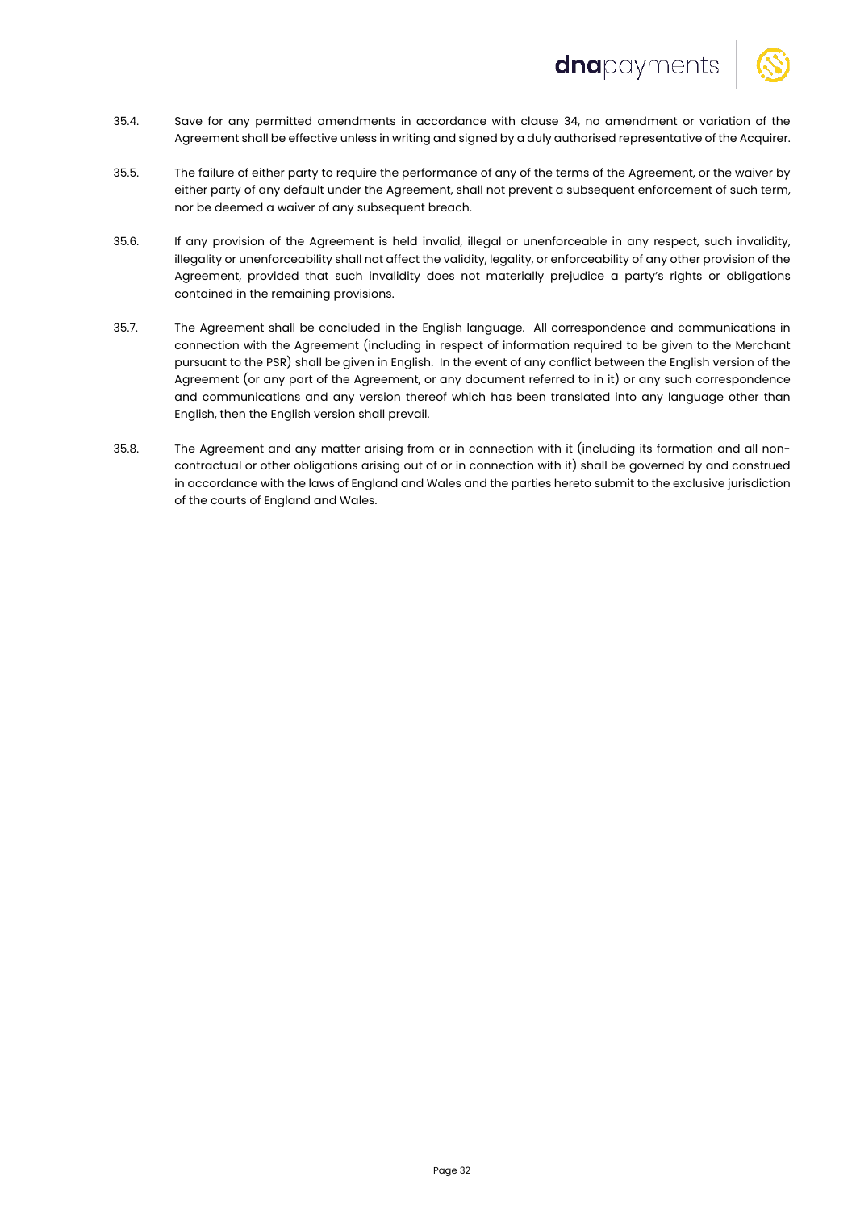35.4. Save for any permitted amendments in accordance with clause 34, no amendment or variation of the Agreement shall be effective unless in writing and signed by a duly authorised representative of the Acquirer.

35.5. The failure of either party to require the performance of any of the terms of the Agreement, or the waiver by either party of any default under the Agreement, shall not prevent a subsequent enforcement of such term, nor be deemed a waiver of any subsequent breach.

35.6. If any provision of the Agreement is held invalid, illegal or unenforceable in any respect, such invalidity, illegality or unenforceability shall not affect the validity, legality, or enforceability of any other provision of the Agreement, provided that such invalidity does not materially prejudice a party's rights or obligations contained in the remaining provisions.

35.7. The Agreement shall be concluded in the English language. All correspondence and communications in connection with the Agreement (including in respect of information required to be given to the Merchant pursuant to the PSR) shall be given in English. In the event of any conflict between the English version of the Agreement (or any part of the Agreement, or any document referred to in it) or any such correspondence and communications and any version thereof which has been translated into any language other than English, then the English version shall prevail.

35.8. The Agreement and any matter arising from or in connection with it (including its formation and all non-contractual or other obligations arising out of or in connection with it) shall be governed by and construed in accordance with the laws of England and Wales and the parties hereto submit to the exclusive jurisdiction of the courts of England and Wales.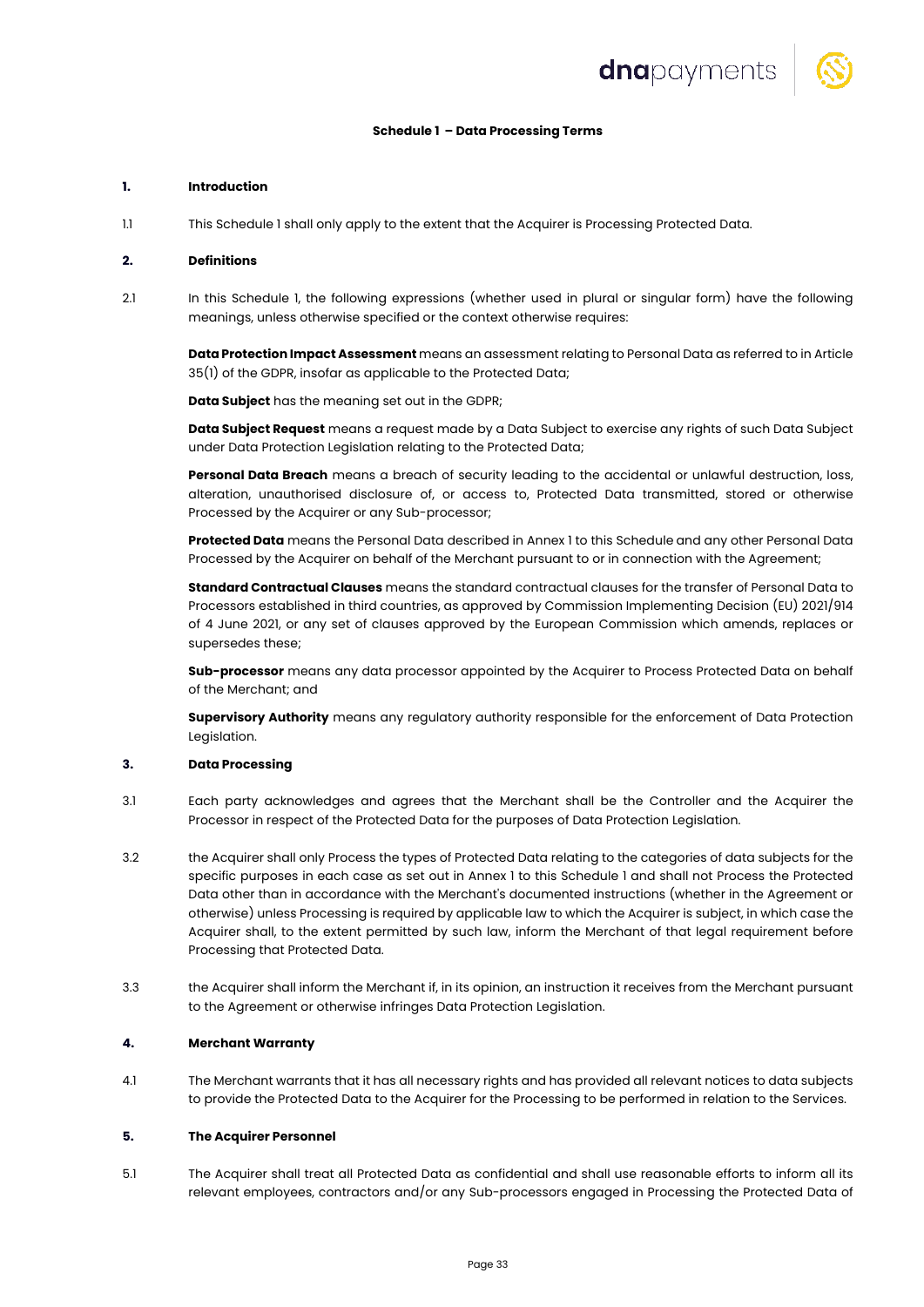## Schedule 1 – Data Processing Terms

**1. Introduction**

1.1 This Schedule 1 shall only apply to the extent that the Acquirer is Processing Protected Data.

**2. Definitions**

2.1 In this Schedule 1, the following expressions (whether used in plural or singular form) have the following meanings, unless otherwise specified or the context otherwise requires:

**Data Protection Impact Assessment** means an assessment relating to Personal Data as referred to in Article 35(1) of the GDPR, insofar as applicable to the Protected Data;

**Data Subject** has the meaning set out in the GDPR;

**Data Subject Request** means a request made by a Data Subject to exercise any rights of such Data Subject under Data Protection Legislation relating to the Protected Data;

**Personal Data Breach** means a breach of security leading to the accidental or unlawful destruction, loss, alteration, unauthorised disclosure of, or access to, Protected Data transmitted, stored or otherwise Processed by the Acquirer or any Sub-processor;

**Protected Data** means the Personal Data described in Annex 1 to this Schedule and any other Personal Data Processed by the Acquirer on behalf of the Merchant pursuant to or in connection with the Agreement;

**Standard Contractual Clauses** means the standard contractual clauses for the transfer of Personal Data to Processors established in third countries, as approved by Commission Implementing Decision (EU) 2021/914 of 4 June 2021, or any set of clauses approved by the European Commission which amends, replaces or supersedes these;

**Sub-processor** means any data processor appointed by the Acquirer to Process Protected Data on behalf of the Merchant; and

**Supervisory Authority** means any regulatory authority responsible for the enforcement of Data Protection Legislation.

**3. Data Processing**

3.1 Each party acknowledges and agrees that the Merchant shall be the Controller and the Acquirer the Processor in respect of the Protected Data for the purposes of Data Protection Legislation.

3.2 the Acquirer shall only Process the types of Protected Data relating to the categories of data subjects for the specific purposes in each case as set out in Annex 1 to this Schedule 1 and shall not Process the Protected Data other than in accordance with the Merchant's documented instructions (whether in the Agreement or otherwise) unless Processing is required by applicable law to which the Acquirer is subject, in which case the Acquirer shall, to the extent permitted by such law, inform the Merchant of that legal requirement before Processing that Protected Data.

3.3 the Acquirer shall inform the Merchant if, in its opinion, an instruction it receives from the Merchant pursuant to the Agreement or otherwise infringes Data Protection Legislation.

**4. Merchant Warranty**

4.1 The Merchant warrants that it has all necessary rights and has provided all relevant notices to data subjects to provide the Protected Data to the Acquirer for the Processing to be performed in relation to the Services.

**5. The Acquirer Personnel**

5.1 The Acquirer shall treat all Protected Data as confidential and shall use reasonable efforts to inform all its relevant employees, contractors and/or any Sub-processors engaged in Processing the Protected Data of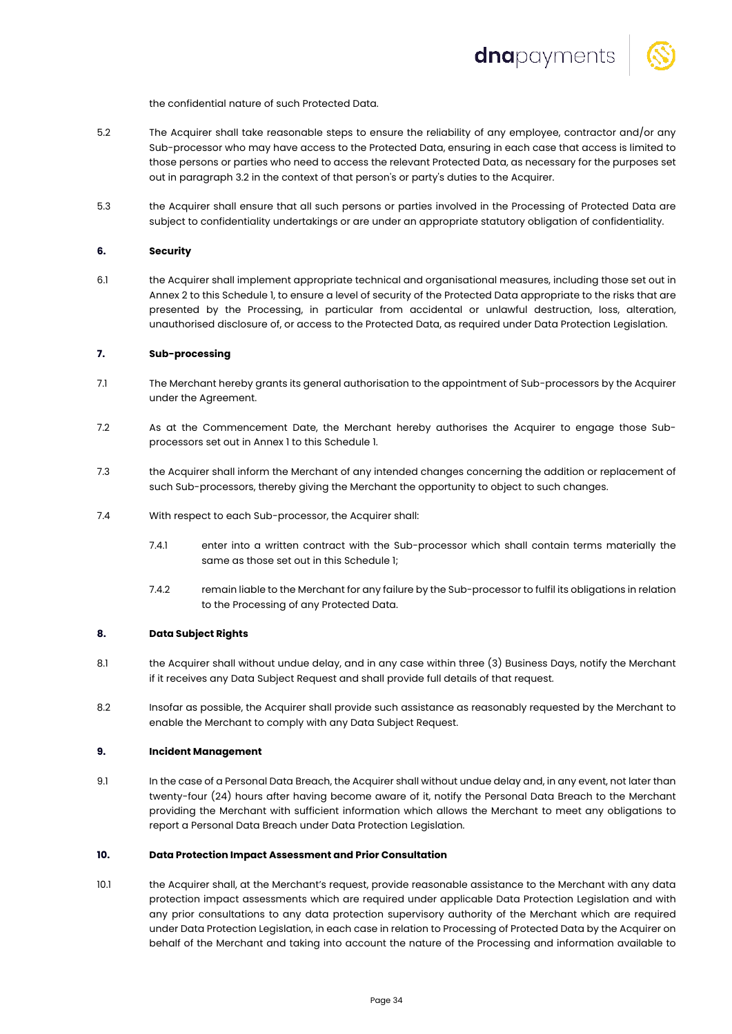the confidential nature of such Protected Data.

5.2 The Acquirer shall take reasonable steps to ensure the reliability of any employee, contractor and/or any Sub-processor who may have access to the Protected Data, ensuring in each case that access is limited to those persons or parties who need to access the relevant Protected Data, as necessary for the purposes set out in paragraph 3.2 in the context of that person's or party's duties to the Acquirer.

5.3 the Acquirer shall ensure that all such persons or parties involved in the Processing of Protected Data are subject to confidentiality undertakings or are under an appropriate statutory obligation of confidentiality.

**6. Security**

6.1 the Acquirer shall implement appropriate technical and organisational measures, including those set out in Annex 2 to this Schedule 1, to ensure a level of security of the Protected Data appropriate to the risks that are presented by the Processing, in particular from accidental or unlawful destruction, loss, alteration, unauthorised disclosure of, or access to the Protected Data, as required under Data Protection Legislation.

**7. Sub-processing**

7.1 The Merchant hereby grants its general authorisation to the appointment of Sub-processors by the Acquirer under the Agreement.

7.2 As at the Commencement Date, the Merchant hereby authorises the Acquirer to engage those Sub-processors set out in Annex 1 to this Schedule 1.

7.3 the Acquirer shall inform the Merchant of any intended changes concerning the addition or replacement of such Sub-processors, thereby giving the Merchant the opportunity to object to such changes.

7.4 With respect to each Sub-processor, the Acquirer shall:

7.4.1 enter into a written contract with the Sub-processor which shall contain terms materially the same as those set out in this Schedule 1;

7.4.2 remain liable to the Merchant for any failure by the Sub-processor to fulfil its obligations in relation to the Processing of any Protected Data.

**8. Data Subject Rights**

8.1 the Acquirer shall without undue delay, and in any case within three (3) Business Days, notify the Merchant if it receives any Data Subject Request and shall provide full details of that request.

8.2 Insofar as possible, the Acquirer shall provide such assistance as reasonably requested by the Merchant to enable the Merchant to comply with any Data Subject Request.

**9. Incident Management**

9.1 In the case of a Personal Data Breach, the Acquirer shall without undue delay and, in any event, not later than twenty-four (24) hours after having become aware of it, notify the Personal Data Breach to the Merchant providing the Merchant with sufficient information which allows the Merchant to meet any obligations to report a Personal Data Breach under Data Protection Legislation.

**10. Data Protection Impact Assessment and Prior Consultation**

10.1 the Acquirer shall, at the Merchant's request, provide reasonable assistance to the Merchant with any data protection impact assessments which are required under applicable Data Protection Legislation and with any prior consultations to any data protection supervisory authority of the Merchant which are required under Data Protection Legislation, in each case in relation to Processing of Protected Data by the Acquirer on behalf of the Merchant and taking into account the nature of the Processing and information available to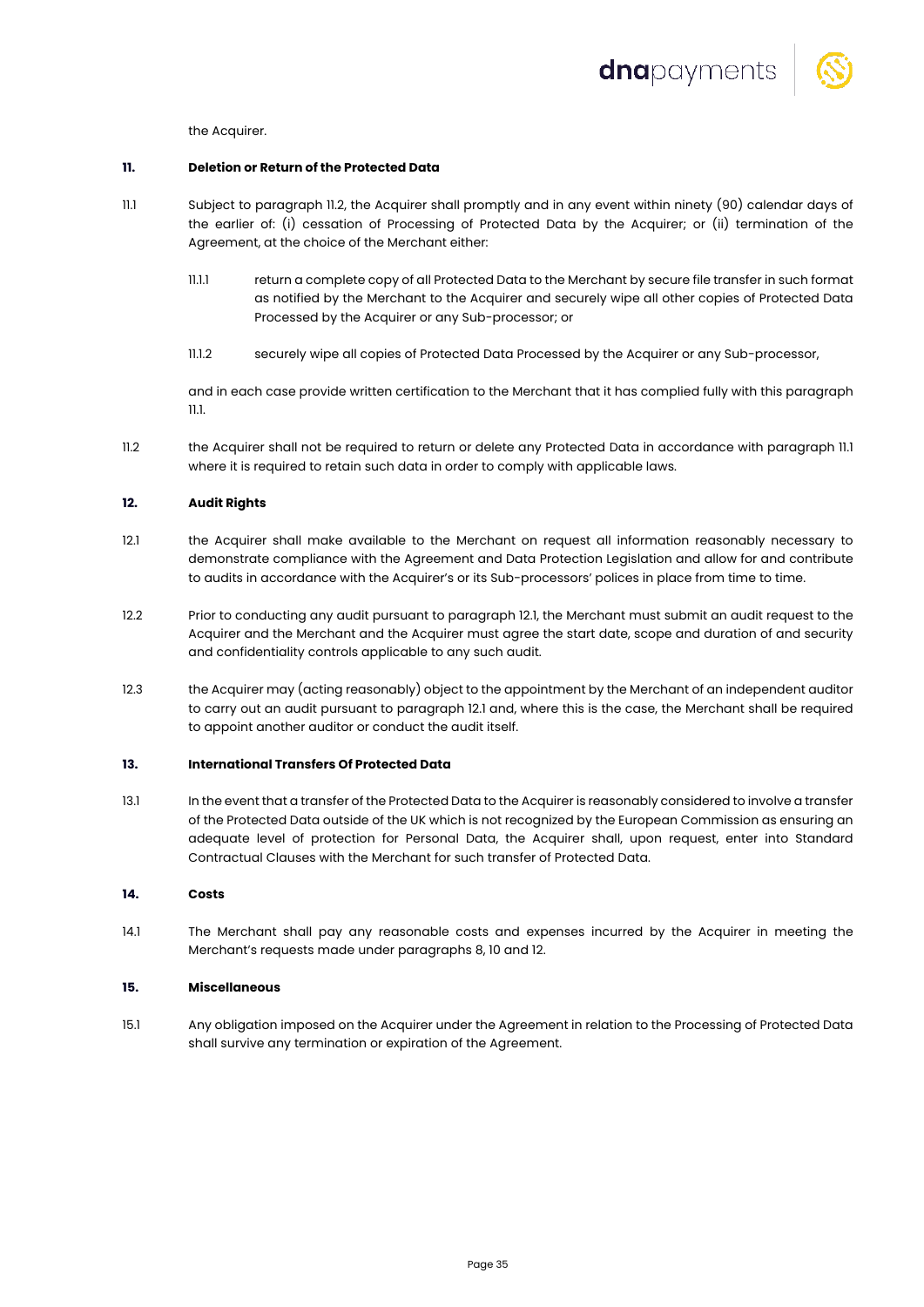the Acquirer.

## 11. Deletion or Return of the Protected Data

11.1 Subject to paragraph 11.2, the Acquirer shall promptly and in any event within ninety (90) calendar days of the earlier of: (i) cessation of Processing of Protected Data by the Acquirer; or (ii) termination of the Agreement, at the choice of the Merchant either:

11.1.1 return a complete copy of all Protected Data to the Merchant by secure file transfer in such format as notified by the Merchant to the Acquirer and securely wipe all other copies of Protected Data Processed by the Acquirer or any Sub-processor; or

11.1.2 securely wipe all copies of Protected Data Processed by the Acquirer or any Sub-processor,

and in each case provide written certification to the Merchant that it has complied fully with this paragraph 11.1.

11.2 the Acquirer shall not be required to return or delete any Protected Data in accordance with paragraph 11.1 where it is required to retain such data in order to comply with applicable laws.

## 12. Audit Rights

12.1 the Acquirer shall make available to the Merchant on request all information reasonably necessary to demonstrate compliance with the Agreement and Data Protection Legislation and allow for and contribute to audits in accordance with the Acquirer's or its Sub-processors' polices in place from time to time.

12.2 Prior to conducting any audit pursuant to paragraph 12.1, the Merchant must submit an audit request to the Acquirer and the Merchant and the Acquirer must agree the start date, scope and duration of and security and confidentiality controls applicable to any such audit.

12.3 the Acquirer may (acting reasonably) object to the appointment by the Merchant of an independent auditor to carry out an audit pursuant to paragraph 12.1 and, where this is the case, the Merchant shall be required to appoint another auditor or conduct the audit itself.

## 13. International Transfers Of Protected Data

13.1 In the event that a transfer of the Protected Data to the Acquirer is reasonably considered to involve a transfer of the Protected Data outside of the UK which is not recognized by the European Commission as ensuring an adequate level of protection for Personal Data, the Acquirer shall, upon request, enter into Standard Contractual Clauses with the Merchant for such transfer of Protected Data.

## 14. Costs

14.1 The Merchant shall pay any reasonable costs and expenses incurred by the Acquirer in meeting the Merchant's requests made under paragraphs 8, 10 and 12.

## 15. Miscellaneous

15.1 Any obligation imposed on the Acquirer under the Agreement in relation to the Processing of Protected Data shall survive any termination or expiration of the Agreement.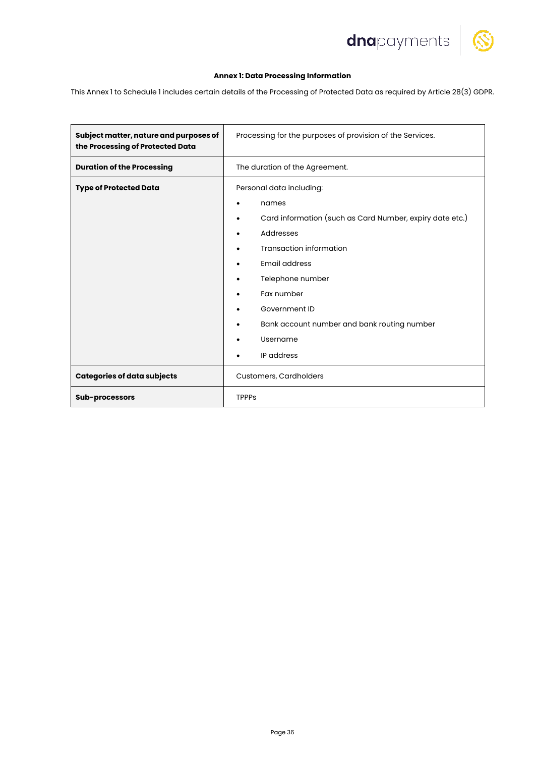**Annex 1: Data Processing Information**

This Annex 1 to Schedule 1 includes certain details of the Processing of Protected Data as required by Article 28(3) GDPR.

| | |
|---|---|
| **Subject matter, nature and purposes of the Processing of Protected Data** | Processing for the purposes of provision of the Services. |
| **Duration of the Processing** | The duration of the Agreement. |
| **Type of Protected Data** | Personal data including:<br>• names<br>• Card information (such as Card Number, expiry date etc.)<br>• Addresses<br>• Transaction information<br>• Email address<br>• Telephone number<br>• Fax number<br>• Government ID<br>• Bank account number and bank routing number<br>• Username<br>• IP address |
| **Categories of data subjects** | Customers, Cardholders |
| **Sub-processors** | TPPPs |